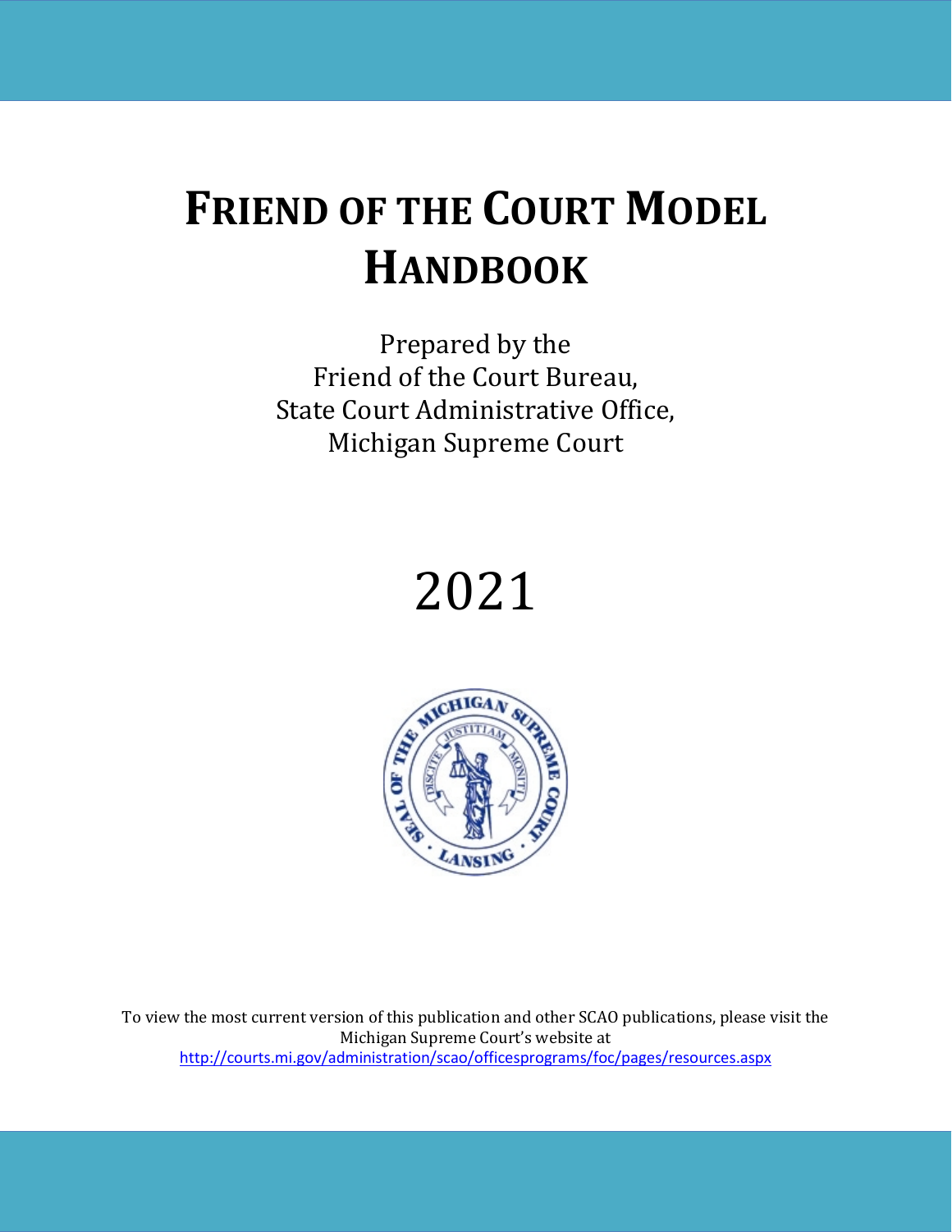# FRIEND OF THE COURT MODEL HANDBOOK

Prepared by the
Friend of the Court Bureau,
State Court Administrative Office,
Michigan Supreme Court

2021

To view the most current version of this publication and other SCAO publications, please visit the Michigan Supreme Court's website at
http://courts.mi.gov/administration/scao/officesprograms/foc/pages/resources.aspx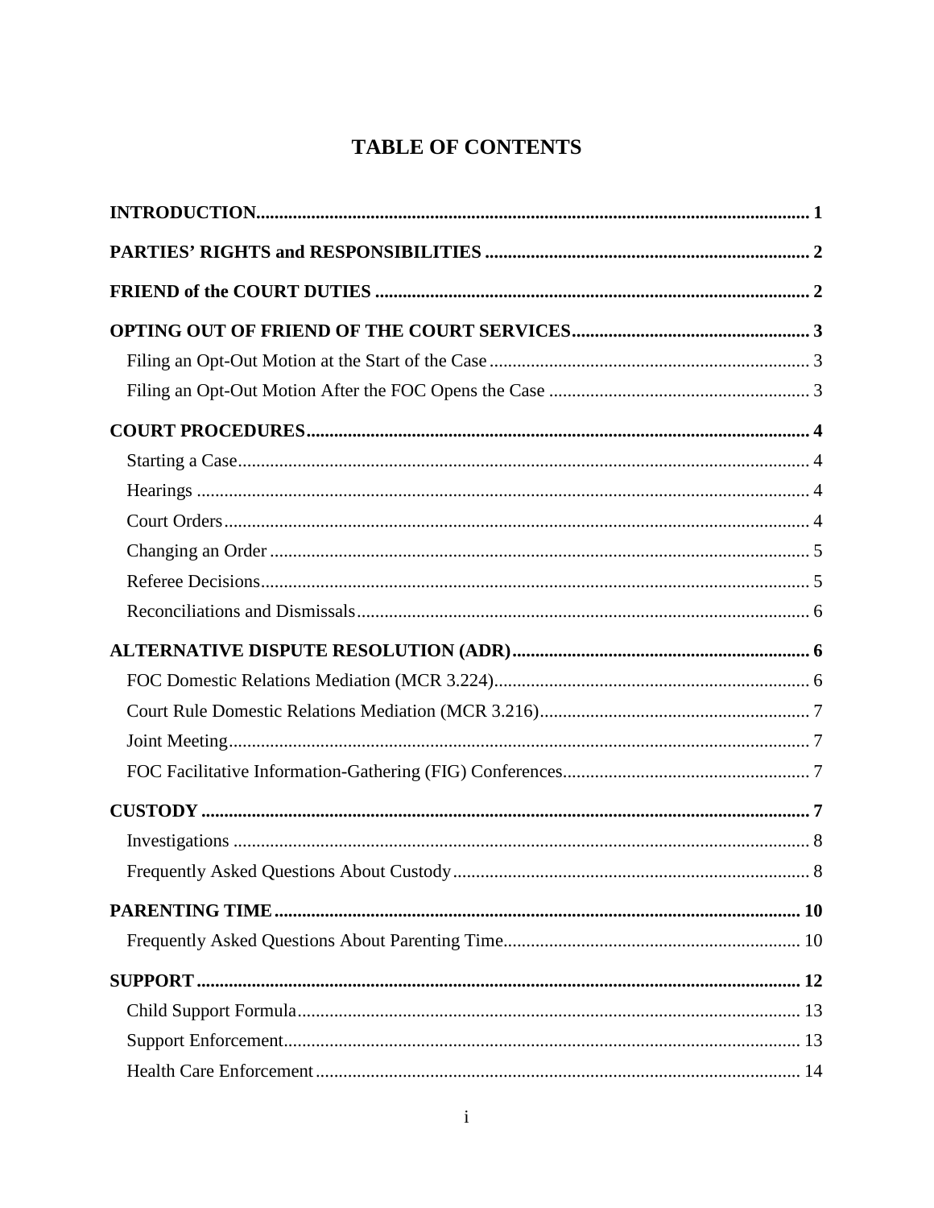# TABLE OF CONTENTS

**INTRODUCTION** ........................................................ **1**

**PARTIES' RIGHTS and RESPONSIBILITIES** ........................................................ **2**

**FRIEND of the COURT DUTIES** ........................................................ **2**

**OPTING OUT OF FRIEND OF THE COURT SERVICES** ........................................................ **3**

- Filing an Opt-Out Motion at the Start of the Case ........................................................ 3
- Filing an Opt-Out Motion After the FOC Opens the Case ........................................................ 3

**COURT PROCEDURES** ........................................................ **4**

- Starting a Case ........................................................ 4
- Hearings ........................................................ 4
- Court Orders ........................................................ 4
- Changing an Order ........................................................ 5
- Referee Decisions ........................................................ 5
- Reconciliations and Dismissals ........................................................ 6

**ALTERNATIVE DISPUTE RESOLUTION (ADR)** ........................................................ **6**

- FOC Domestic Relations Mediation (MCR 3.224) ........................................................ 6
- Court Rule Domestic Relations Mediation (MCR 3.216) ........................................................ 7
- Joint Meeting ........................................................ 7
- FOC Facilitative Information-Gathering (FIG) Conferences ........................................................ 7

**CUSTODY** ........................................................ **7**

- Investigations ........................................................ 8
- Frequently Asked Questions About Custody ........................................................ 8

**PARENTING TIME** ........................................................ **10**

- Frequently Asked Questions About Parenting Time ........................................................ 10

**SUPPORT** ........................................................ **12**

- Child Support Formula ........................................................ 13
- Support Enforcement ........................................................ 13
- Health Care Enforcement ........................................................ 14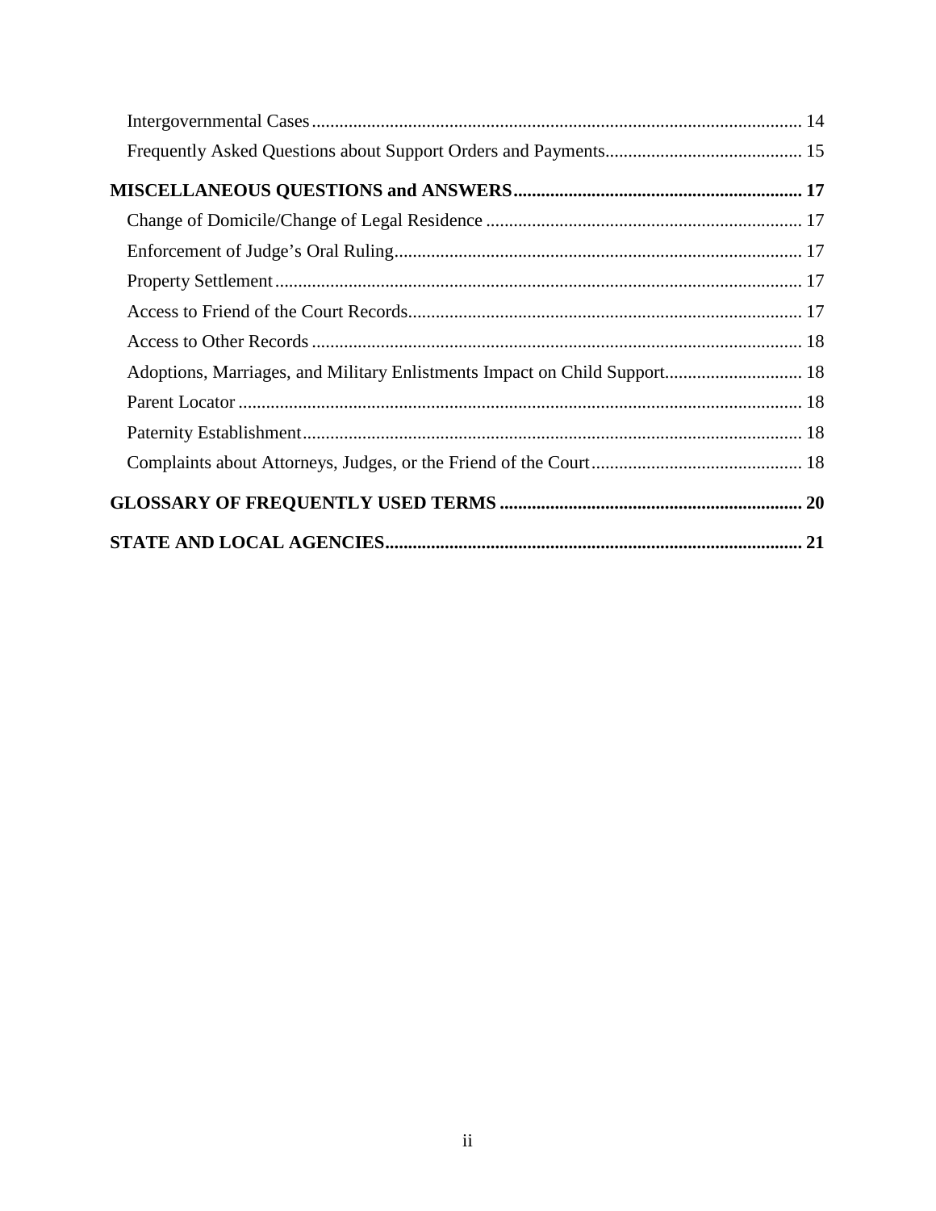Intergovernmental Cases .......... 14
Frequently Asked Questions about Support Orders and Payments .......... 15

**MISCELLANEOUS QUESTIONS and ANSWERS .......... 17**

Change of Domicile/Change of Legal Residence .......... 17
Enforcement of Judge's Oral Ruling .......... 17
Property Settlement .......... 17
Access to Friend of the Court Records .......... 17
Access to Other Records .......... 18
Adoptions, Marriages, and Military Enlistments Impact on Child Support .......... 18
Parent Locator .......... 18
Paternity Establishment .......... 18
Complaints about Attorneys, Judges, or the Friend of the Court .......... 18

**GLOSSARY OF FREQUENTLY USED TERMS .......... 20**

**STATE AND LOCAL AGENCIES .......... 21**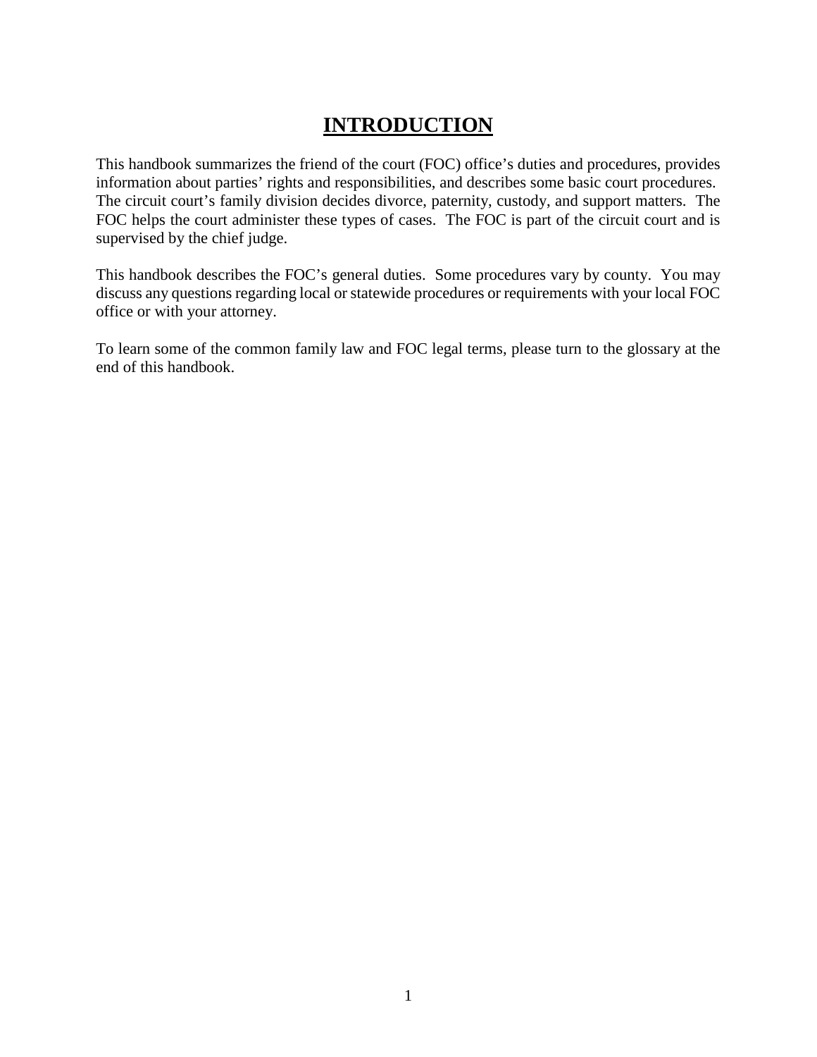# INTRODUCTION

This handbook summarizes the friend of the court (FOC) office's duties and procedures, provides information about parties' rights and responsibilities, and describes some basic court procedures. The circuit court's family division decides divorce, paternity, custody, and support matters. The FOC helps the court administer these types of cases. The FOC is part of the circuit court and is supervised by the chief judge.

This handbook describes the FOC's general duties. Some procedures vary by county. You may discuss any questions regarding local or statewide procedures or requirements with your local FOC office or with your attorney.

To learn some of the common family law and FOC legal terms, please turn to the glossary at the end of this handbook.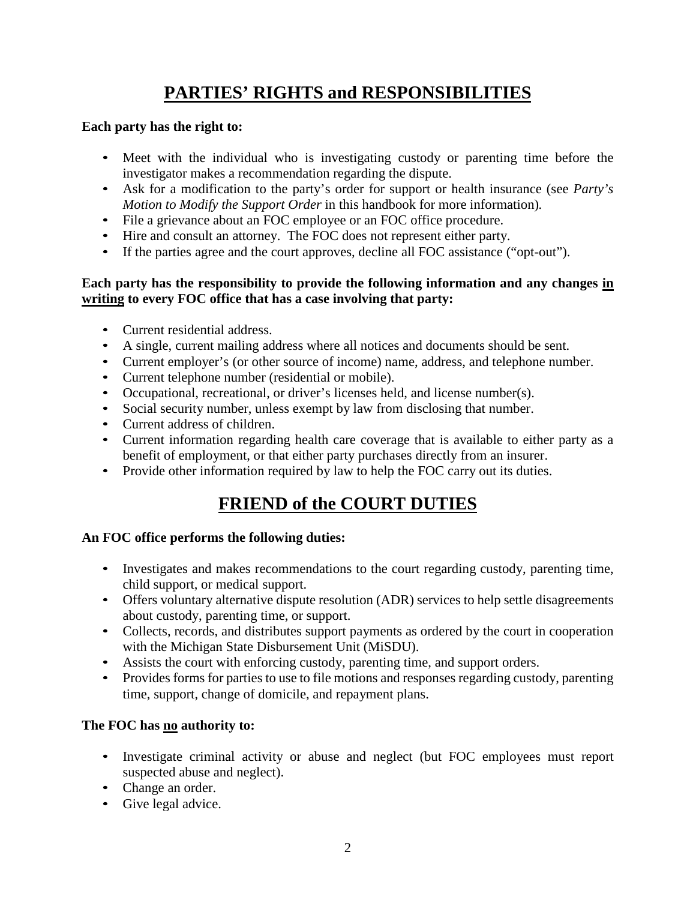# PARTIES' RIGHTS and RESPONSIBILITIES

**Each party has the right to:**

- Meet with the individual who is investigating custody or parenting time before the investigator makes a recommendation regarding the dispute.
- Ask for a modification to the party's order for support or health insurance (see *Party's Motion to Modify the Support Order* in this handbook for more information).
- File a grievance about an FOC employee or an FOC office procedure.
- Hire and consult an attorney. The FOC does not represent either party.
- If the parties agree and the court approves, decline all FOC assistance ("opt-out").

**Each party has the responsibility to provide the following information and any changes <u>in writing</u> to every FOC office that has a case involving that party:**

- Current residential address.
- A single, current mailing address where all notices and documents should be sent.
- Current employer's (or other source of income) name, address, and telephone number.
- Current telephone number (residential or mobile).
- Occupational, recreational, or driver's licenses held, and license number(s).
- Social security number, unless exempt by law from disclosing that number.
- Current address of children.
- Current information regarding health care coverage that is available to either party as a benefit of employment, or that either party purchases directly from an insurer.
- Provide other information required by law to help the FOC carry out its duties.

# FRIEND of the COURT DUTIES

**An FOC office performs the following duties:**

- Investigates and makes recommendations to the court regarding custody, parenting time, child support, or medical support.
- Offers voluntary alternative dispute resolution (ADR) services to help settle disagreements about custody, parenting time, or support.
- Collects, records, and distributes support payments as ordered by the court in cooperation with the Michigan State Disbursement Unit (MiSDU).
- Assists the court with enforcing custody, parenting time, and support orders.
- Provides forms for parties to use to file motions and responses regarding custody, parenting time, support, change of domicile, and repayment plans.

**The FOC has <u>no</u> authority to:**

- Investigate criminal activity or abuse and neglect (but FOC employees must report suspected abuse and neglect).
- Change an order.
- Give legal advice.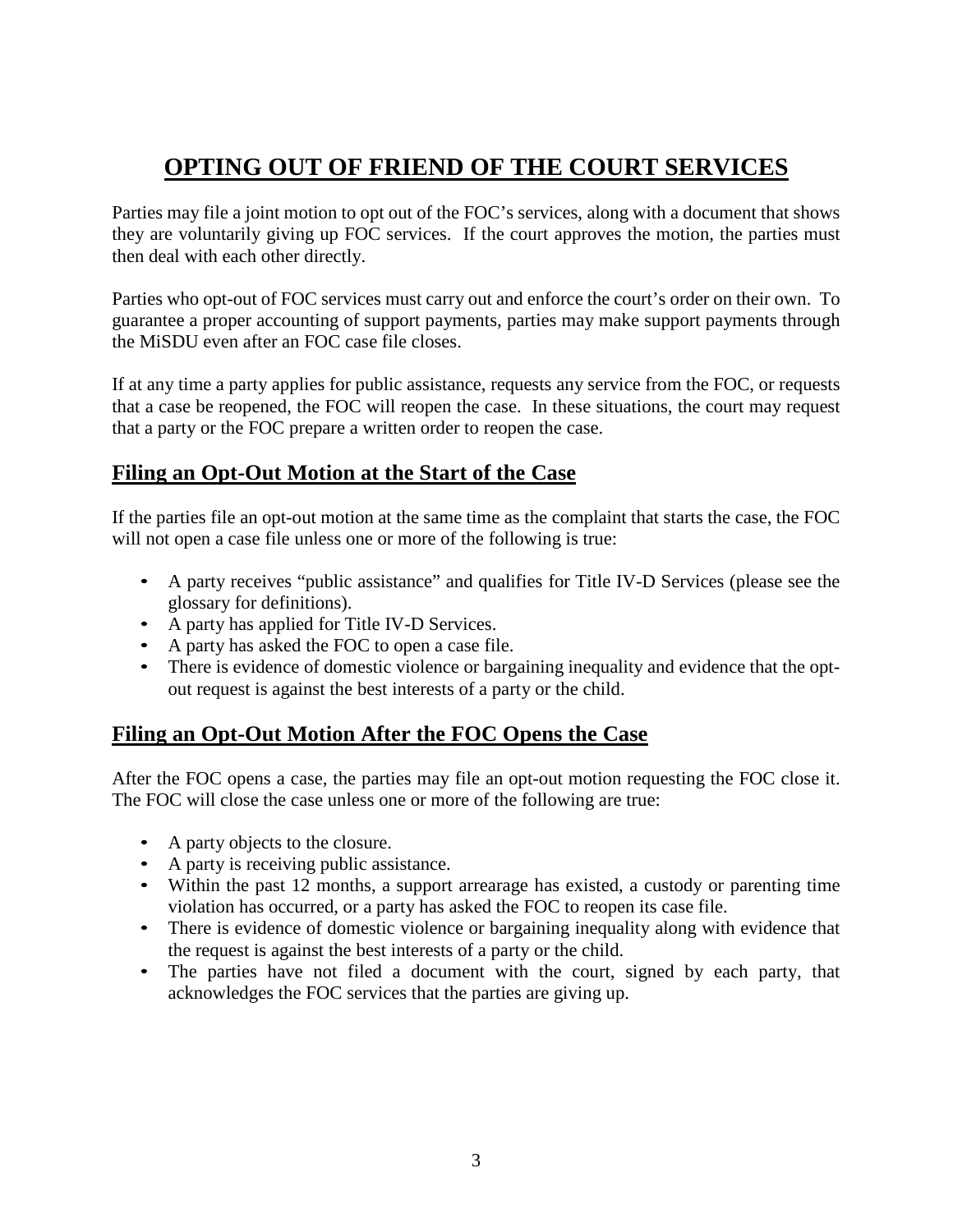# OPTING OUT OF FRIEND OF THE COURT SERVICES

Parties may file a joint motion to opt out of the FOC's services, along with a document that shows they are voluntarily giving up FOC services. If the court approves the motion, the parties must then deal with each other directly.

Parties who opt-out of FOC services must carry out and enforce the court's order on their own. To guarantee a proper accounting of support payments, parties may make support payments through the MiSDU even after an FOC case file closes.

If at any time a party applies for public assistance, requests any service from the FOC, or requests that a case be reopened, the FOC will reopen the case. In these situations, the court may request that a party or the FOC prepare a written order to reopen the case.

## Filing an Opt-Out Motion at the Start of the Case

If the parties file an opt-out motion at the same time as the complaint that starts the case, the FOC will not open a case file unless one or more of the following is true:

- A party receives "public assistance" and qualifies for Title IV-D Services (please see the glossary for definitions).
- A party has applied for Title IV-D Services.
- A party has asked the FOC to open a case file.
- There is evidence of domestic violence or bargaining inequality and evidence that the opt-out request is against the best interests of a party or the child.

## Filing an Opt-Out Motion After the FOC Opens the Case

After the FOC opens a case, the parties may file an opt-out motion requesting the FOC close it. The FOC will close the case unless one or more of the following are true:

- A party objects to the closure.
- A party is receiving public assistance.
- Within the past 12 months, a support arrearage has existed, a custody or parenting time violation has occurred, or a party has asked the FOC to reopen its case file.
- There is evidence of domestic violence or bargaining inequality along with evidence that the request is against the best interests of a party or the child.
- The parties have not filed a document with the court, signed by each party, that acknowledges the FOC services that the parties are giving up.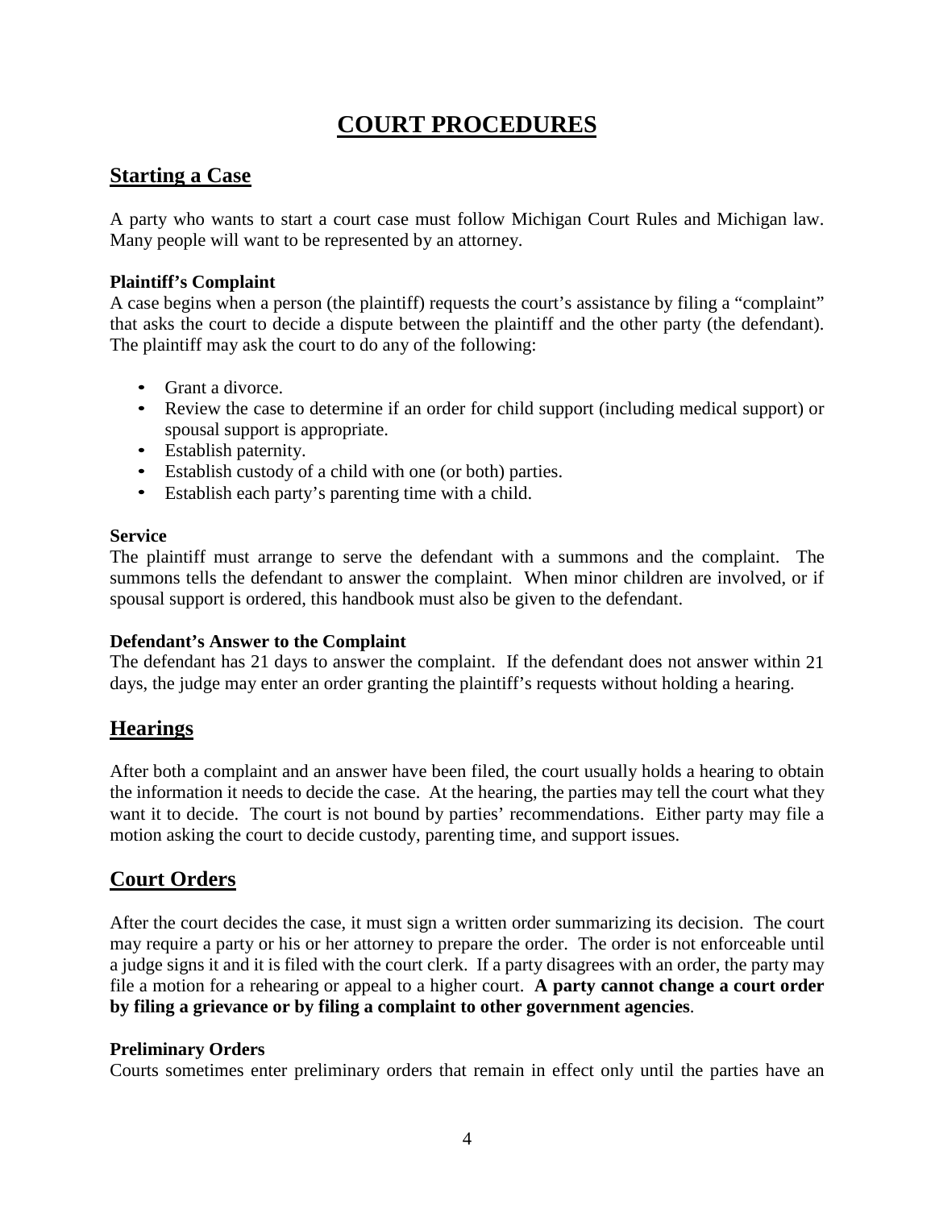# COURT PROCEDURES

## Starting a Case

A party who wants to start a court case must follow Michigan Court Rules and Michigan law. Many people will want to be represented by an attorney.

### Plaintiff's Complaint

A case begins when a person (the plaintiff) requests the court's assistance by filing a "complaint" that asks the court to decide a dispute between the plaintiff and the other party (the defendant). The plaintiff may ask the court to do any of the following:

- Grant a divorce.
- Review the case to determine if an order for child support (including medical support) or spousal support is appropriate.
- Establish paternity.
- Establish custody of a child with one (or both) parties.
- Establish each party's parenting time with a child.

### Service

The plaintiff must arrange to serve the defendant with a summons and the complaint. The summons tells the defendant to answer the complaint. When minor children are involved, or if spousal support is ordered, this handbook must also be given to the defendant.

### Defendant's Answer to the Complaint

The defendant has 21 days to answer the complaint. If the defendant does not answer within 21 days, the judge may enter an order granting the plaintiff's requests without holding a hearing.

## Hearings

After both a complaint and an answer have been filed, the court usually holds a hearing to obtain the information it needs to decide the case. At the hearing, the parties may tell the court what they want it to decide. The court is not bound by parties' recommendations. Either party may file a motion asking the court to decide custody, parenting time, and support issues.

## Court Orders

After the court decides the case, it must sign a written order summarizing its decision. The court may require a party or his or her attorney to prepare the order. The order is not enforceable until a judge signs it and it is filed with the court clerk. If a party disagrees with an order, the party may file a motion for a rehearing or appeal to a higher court. **A party cannot change a court order by filing a grievance or by filing a complaint to other government agencies**.

### Preliminary Orders

Courts sometimes enter preliminary orders that remain in effect only until the parties have an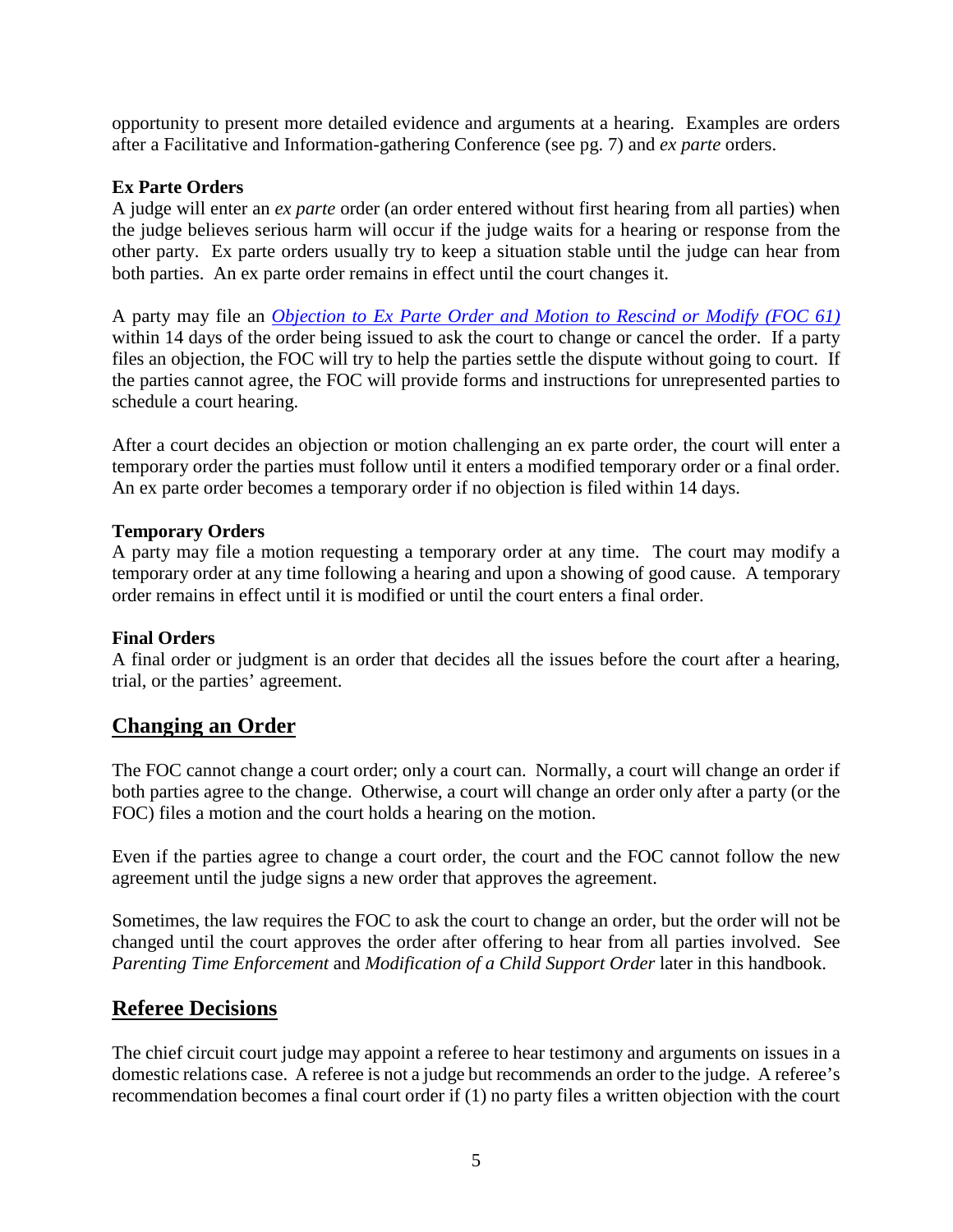opportunity to present more detailed evidence and arguments at a hearing. Examples are orders after a Facilitative and Information-gathering Conference (see pg. 7) and *ex parte* orders.

### Ex Parte Orders

A judge will enter an *ex parte* order (an order entered without first hearing from all parties) when the judge believes serious harm will occur if the judge waits for a hearing or response from the other party. Ex parte orders usually try to keep a situation stable until the judge can hear from both parties. An ex parte order remains in effect until the court changes it.

A party may file an *Objection to Ex Parte Order and Motion to Rescind or Modify (FOC 61)* within 14 days of the order being issued to ask the court to change or cancel the order. If a party files an objection, the FOC will try to help the parties settle the dispute without going to court. If the parties cannot agree, the FOC will provide forms and instructions for unrepresented parties to schedule a court hearing.

After a court decides an objection or motion challenging an ex parte order, the court will enter a temporary order the parties must follow until it enters a modified temporary order or a final order. An ex parte order becomes a temporary order if no objection is filed within 14 days.

### Temporary Orders

A party may file a motion requesting a temporary order at any time. The court may modify a temporary order at any time following a hearing and upon a showing of good cause. A temporary order remains in effect until it is modified or until the court enters a final order.

### Final Orders

A final order or judgment is an order that decides all the issues before the court after a hearing, trial, or the parties' agreement.

## Changing an Order

The FOC cannot change a court order; only a court can. Normally, a court will change an order if both parties agree to the change. Otherwise, a court will change an order only after a party (or the FOC) files a motion and the court holds a hearing on the motion.

Even if the parties agree to change a court order, the court and the FOC cannot follow the new agreement until the judge signs a new order that approves the agreement.

Sometimes, the law requires the FOC to ask the court to change an order, but the order will not be changed until the court approves the order after offering to hear from all parties involved. See *Parenting Time Enforcement* and *Modification of a Child Support Order* later in this handbook.

## Referee Decisions

The chief circuit court judge may appoint a referee to hear testimony and arguments on issues in a domestic relations case. A referee is not a judge but recommends an order to the judge. A referee's recommendation becomes a final court order if (1) no party files a written objection with the court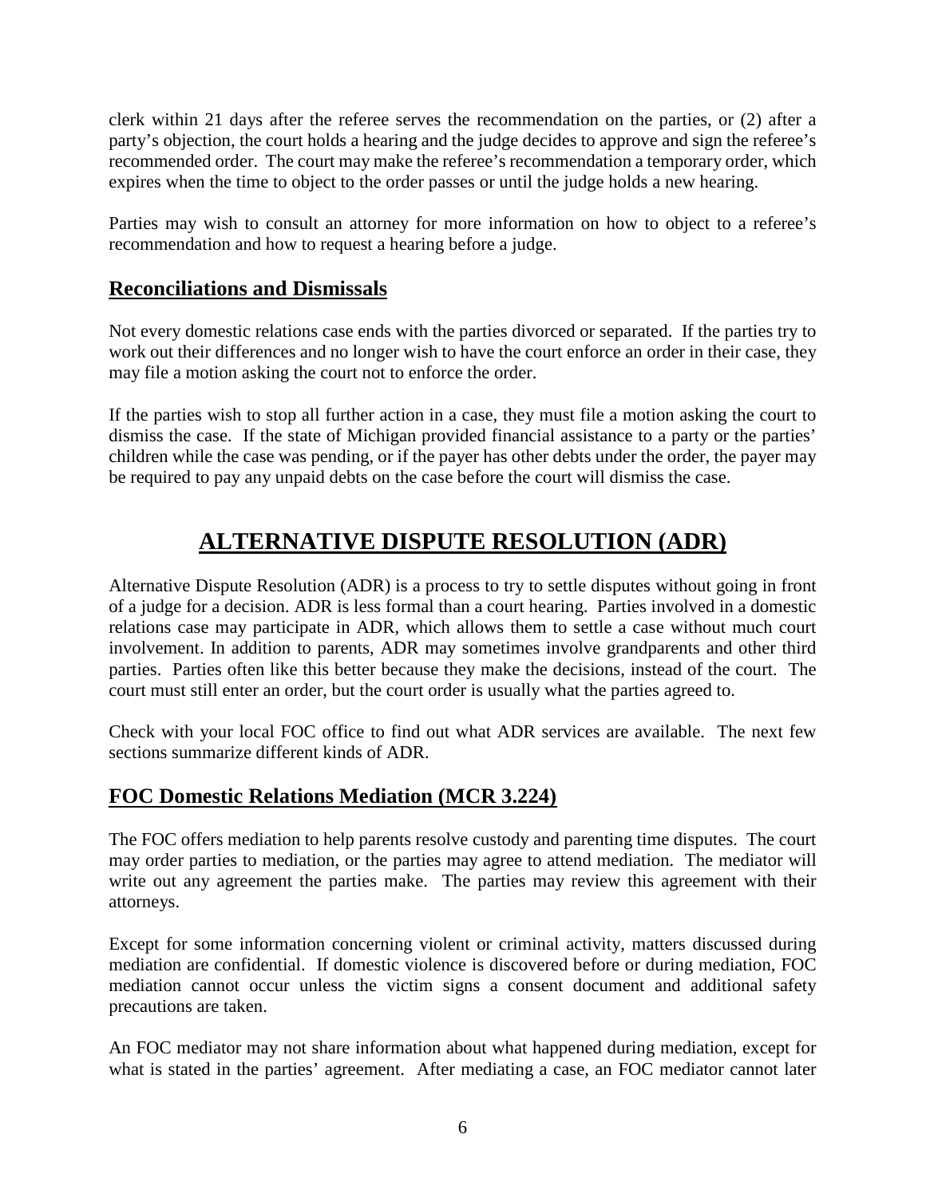clerk within 21 days after the referee serves the recommendation on the parties, or (2) after a party's objection, the court holds a hearing and the judge decides to approve and sign the referee's recommended order. The court may make the referee's recommendation a temporary order, which expires when the time to object to the order passes or until the judge holds a new hearing.

Parties may wish to consult an attorney for more information on how to object to a referee's recommendation and how to request a hearing before a judge.

## Reconciliations and Dismissals

Not every domestic relations case ends with the parties divorced or separated. If the parties try to work out their differences and no longer wish to have the court enforce an order in their case, they may file a motion asking the court not to enforce the order.

If the parties wish to stop all further action in a case, they must file a motion asking the court to dismiss the case. If the state of Michigan provided financial assistance to a party or the parties' children while the case was pending, or if the payer has other debts under the order, the payer may be required to pay any unpaid debts on the case before the court will dismiss the case.

# ALTERNATIVE DISPUTE RESOLUTION (ADR)

Alternative Dispute Resolution (ADR) is a process to try to settle disputes without going in front of a judge for a decision. ADR is less formal than a court hearing. Parties involved in a domestic relations case may participate in ADR, which allows them to settle a case without much court involvement. In addition to parents, ADR may sometimes involve grandparents and other third parties. Parties often like this better because they make the decisions, instead of the court. The court must still enter an order, but the court order is usually what the parties agreed to.

Check with your local FOC office to find out what ADR services are available. The next few sections summarize different kinds of ADR.

## FOC Domestic Relations Mediation (MCR 3.224)

The FOC offers mediation to help parents resolve custody and parenting time disputes. The court may order parties to mediation, or the parties may agree to attend mediation. The mediator will write out any agreement the parties make. The parties may review this agreement with their attorneys.

Except for some information concerning violent or criminal activity, matters discussed during mediation are confidential. If domestic violence is discovered before or during mediation, FOC mediation cannot occur unless the victim signs a consent document and additional safety precautions are taken.

An FOC mediator may not share information about what happened during mediation, except for what is stated in the parties' agreement. After mediating a case, an FOC mediator cannot later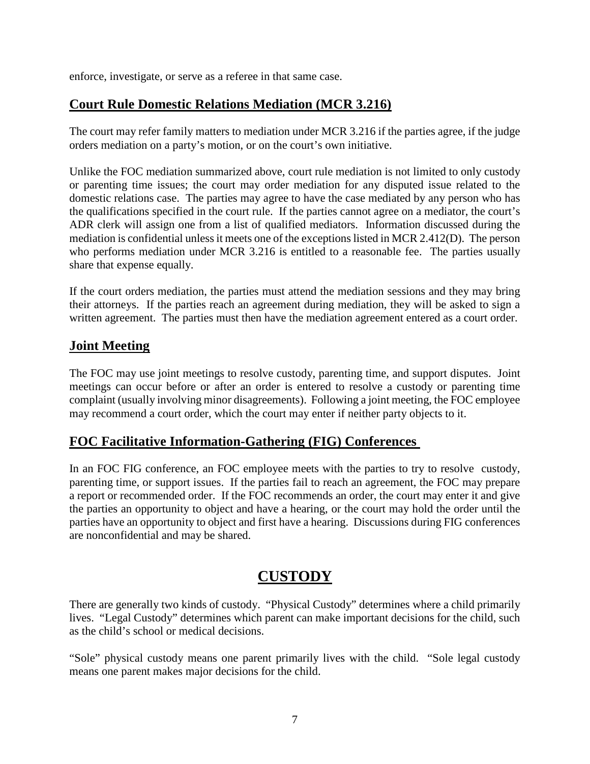enforce, investigate, or serve as a referee in that same case.

## Court Rule Domestic Relations Mediation (MCR 3.216)

The court may refer family matters to mediation under MCR 3.216 if the parties agree, if the judge orders mediation on a party's motion, or on the court's own initiative.

Unlike the FOC mediation summarized above, court rule mediation is not limited to only custody or parenting time issues; the court may order mediation for any disputed issue related to the domestic relations case. The parties may agree to have the case mediated by any person who has the qualifications specified in the court rule. If the parties cannot agree on a mediator, the court's ADR clerk will assign one from a list of qualified mediators. Information discussed during the mediation is confidential unless it meets one of the exceptions listed in MCR 2.412(D). The person who performs mediation under MCR 3.216 is entitled to a reasonable fee. The parties usually share that expense equally.

If the court orders mediation, the parties must attend the mediation sessions and they may bring their attorneys. If the parties reach an agreement during mediation, they will be asked to sign a written agreement. The parties must then have the mediation agreement entered as a court order.

## Joint Meeting

The FOC may use joint meetings to resolve custody, parenting time, and support disputes. Joint meetings can occur before or after an order is entered to resolve a custody or parenting time complaint (usually involving minor disagreements). Following a joint meeting, the FOC employee may recommend a court order, which the court may enter if neither party objects to it.

## FOC Facilitative Information-Gathering (FIG) Conferences

In an FOC FIG conference, an FOC employee meets with the parties to try to resolve custody, parenting time, or support issues. If the parties fail to reach an agreement, the FOC may prepare a report or recommended order. If the FOC recommends an order, the court may enter it and give the parties an opportunity to object and have a hearing, or the court may hold the order until the parties have an opportunity to object and first have a hearing. Discussions during FIG conferences are nonconfidential and may be shared.

# CUSTODY

There are generally two kinds of custody. "Physical Custody" determines where a child primarily lives. "Legal Custody" determines which parent can make important decisions for the child, such as the child's school or medical decisions.

"Sole" physical custody means one parent primarily lives with the child. "Sole legal custody means one parent makes major decisions for the child.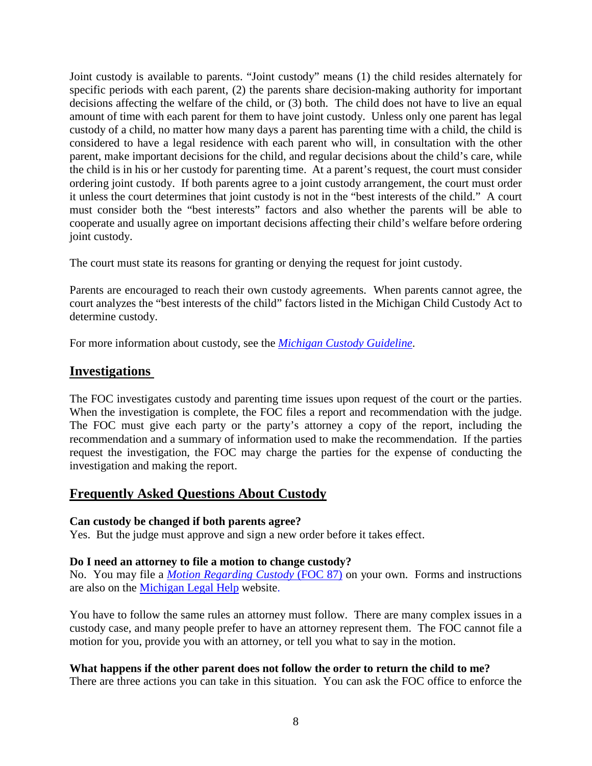Joint custody is available to parents. "Joint custody" means (1) the child resides alternately for specific periods with each parent, (2) the parents share decision-making authority for important decisions affecting the welfare of the child, or (3) both. The child does not have to live an equal amount of time with each parent for them to have joint custody. Unless only one parent has legal custody of a child, no matter how many days a parent has parenting time with a child, the child is considered to have a legal residence with each parent who will, in consultation with the other parent, make important decisions for the child, and regular decisions about the child's care, while the child is in his or her custody for parenting time. At a parent's request, the court must consider ordering joint custody. If both parents agree to a joint custody arrangement, the court must order it unless the court determines that joint custody is not in the "best interests of the child." A court must consider both the "best interests" factors and also whether the parents will be able to cooperate and usually agree on important decisions affecting their child's welfare before ordering joint custody.

The court must state its reasons for granting or denying the request for joint custody.

Parents are encouraged to reach their own custody agreements. When parents cannot agree, the court analyzes the "best interests of the child" factors listed in the Michigan Child Custody Act to determine custody.

For more information about custody, see the *Michigan Custody Guideline*.

## Investigations

The FOC investigates custody and parenting time issues upon request of the court or the parties. When the investigation is complete, the FOC files a report and recommendation with the judge. The FOC must give each party or the party's attorney a copy of the report, including the recommendation and a summary of information used to make the recommendation. If the parties request the investigation, the FOC may charge the parties for the expense of conducting the investigation and making the report.

## Frequently Asked Questions About Custody

**Can custody be changed if both parents agree?**
Yes. But the judge must approve and sign a new order before it takes effect.

**Do I need an attorney to file a motion to change custody?**
No. You may file a *Motion Regarding Custody* (FOC 87) on your own. Forms and instructions are also on the Michigan Legal Help website.

You have to follow the same rules an attorney must follow. There are many complex issues in a custody case, and many people prefer to have an attorney represent them. The FOC cannot file a motion for you, provide you with an attorney, or tell you what to say in the motion.

**What happens if the other parent does not follow the order to return the child to me?**
There are three actions you can take in this situation. You can ask the FOC office to enforce the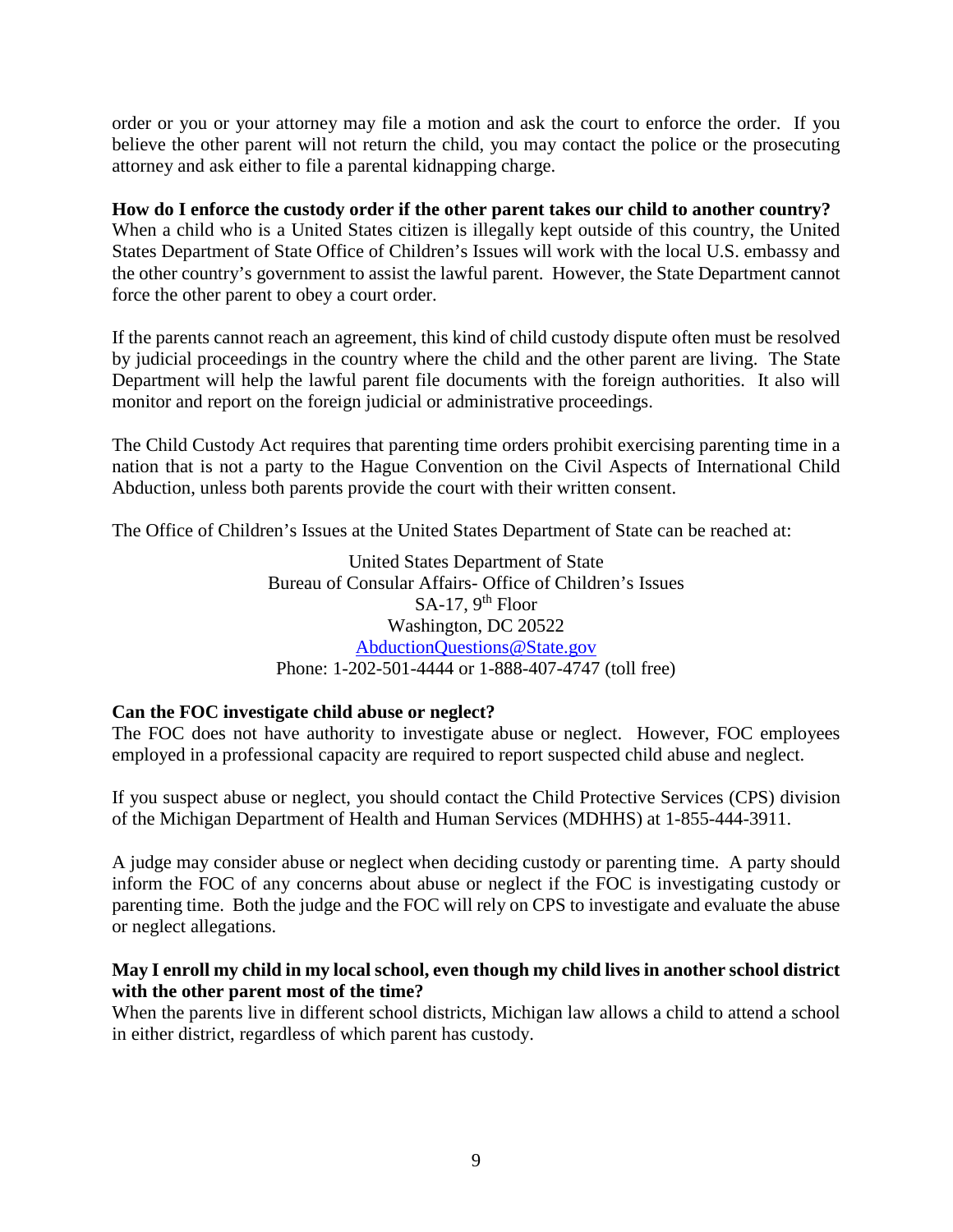order or you or your attorney may file a motion and ask the court to enforce the order. If you believe the other parent will not return the child, you may contact the police or the prosecuting attorney and ask either to file a parental kidnapping charge.

**How do I enforce the custody order if the other parent takes our child to another country?**

When a child who is a United States citizen is illegally kept outside of this country, the United States Department of State Office of Children's Issues will work with the local U.S. embassy and the other country's government to assist the lawful parent. However, the State Department cannot force the other parent to obey a court order.

If the parents cannot reach an agreement, this kind of child custody dispute often must be resolved by judicial proceedings in the country where the child and the other parent are living. The State Department will help the lawful parent file documents with the foreign authorities. It also will monitor and report on the foreign judicial or administrative proceedings.

The Child Custody Act requires that parenting time orders prohibit exercising parenting time in a nation that is not a party to the Hague Convention on the Civil Aspects of International Child Abduction, unless both parents provide the court with their written consent.

The Office of Children's Issues at the United States Department of State can be reached at:

United States Department of State
Bureau of Consular Affairs- Office of Children's Issues
SA-17, 9th Floor
Washington, DC 20522
AbductionQuestions@State.gov
Phone: 1-202-501-4444 or 1-888-407-4747 (toll free)

**Can the FOC investigate child abuse or neglect?**

The FOC does not have authority to investigate abuse or neglect. However, FOC employees employed in a professional capacity are required to report suspected child abuse and neglect.

If you suspect abuse or neglect, you should contact the Child Protective Services (CPS) division of the Michigan Department of Health and Human Services (MDHHS) at 1-855-444-3911.

A judge may consider abuse or neglect when deciding custody or parenting time. A party should inform the FOC of any concerns about abuse or neglect if the FOC is investigating custody or parenting time. Both the judge and the FOC will rely on CPS to investigate and evaluate the abuse or neglect allegations.

**May I enroll my child in my local school, even though my child lives in another school district with the other parent most of the time?**

When the parents live in different school districts, Michigan law allows a child to attend a school in either district, regardless of which parent has custody.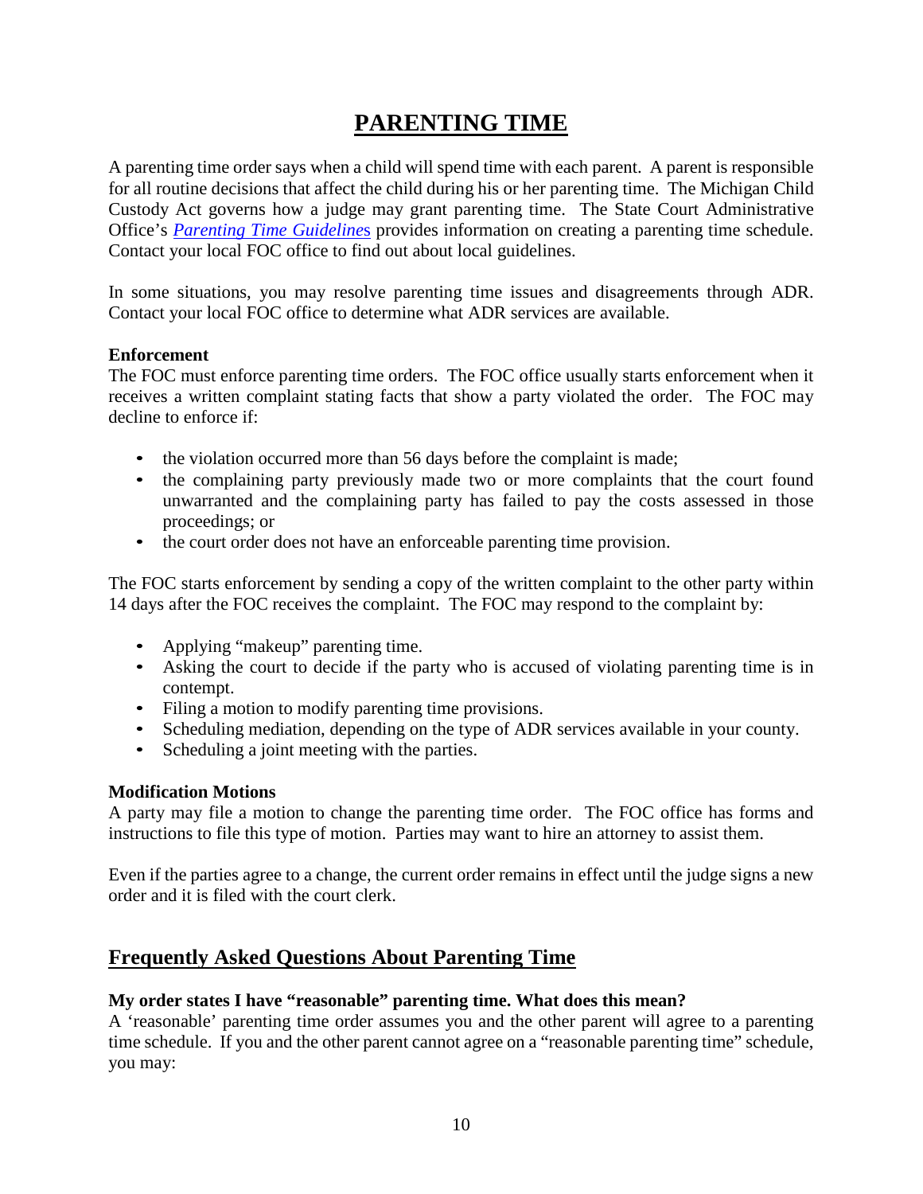# PARENTING TIME

A parenting time order says when a child will spend time with each parent. A parent is responsible for all routine decisions that affect the child during his or her parenting time. The Michigan Child Custody Act governs how a judge may grant parenting time. The State Court Administrative Office's *Parenting Time Guidelines* provides information on creating a parenting time schedule. Contact your local FOC office to find out about local guidelines.

In some situations, you may resolve parenting time issues and disagreements through ADR. Contact your local FOC office to determine what ADR services are available.

**Enforcement**

The FOC must enforce parenting time orders. The FOC office usually starts enforcement when it receives a written complaint stating facts that show a party violated the order. The FOC may decline to enforce if:

- the violation occurred more than 56 days before the complaint is made;
- the complaining party previously made two or more complaints that the court found unwarranted and the complaining party has failed to pay the costs assessed in those proceedings; or
- the court order does not have an enforceable parenting time provision.

The FOC starts enforcement by sending a copy of the written complaint to the other party within 14 days after the FOC receives the complaint. The FOC may respond to the complaint by:

- Applying "makeup" parenting time.
- Asking the court to decide if the party who is accused of violating parenting time is in contempt.
- Filing a motion to modify parenting time provisions.
- Scheduling mediation, depending on the type of ADR services available in your county.
- Scheduling a joint meeting with the parties.

**Modification Motions**

A party may file a motion to change the parenting time order. The FOC office has forms and instructions to file this type of motion. Parties may want to hire an attorney to assist them.

Even if the parties agree to a change, the current order remains in effect until the judge signs a new order and it is filed with the court clerk.

## Frequently Asked Questions About Parenting Time

**My order states I have "reasonable" parenting time. What does this mean?**

A 'reasonable' parenting time order assumes you and the other parent will agree to a parenting time schedule. If you and the other parent cannot agree on a "reasonable parenting time" schedule, you may: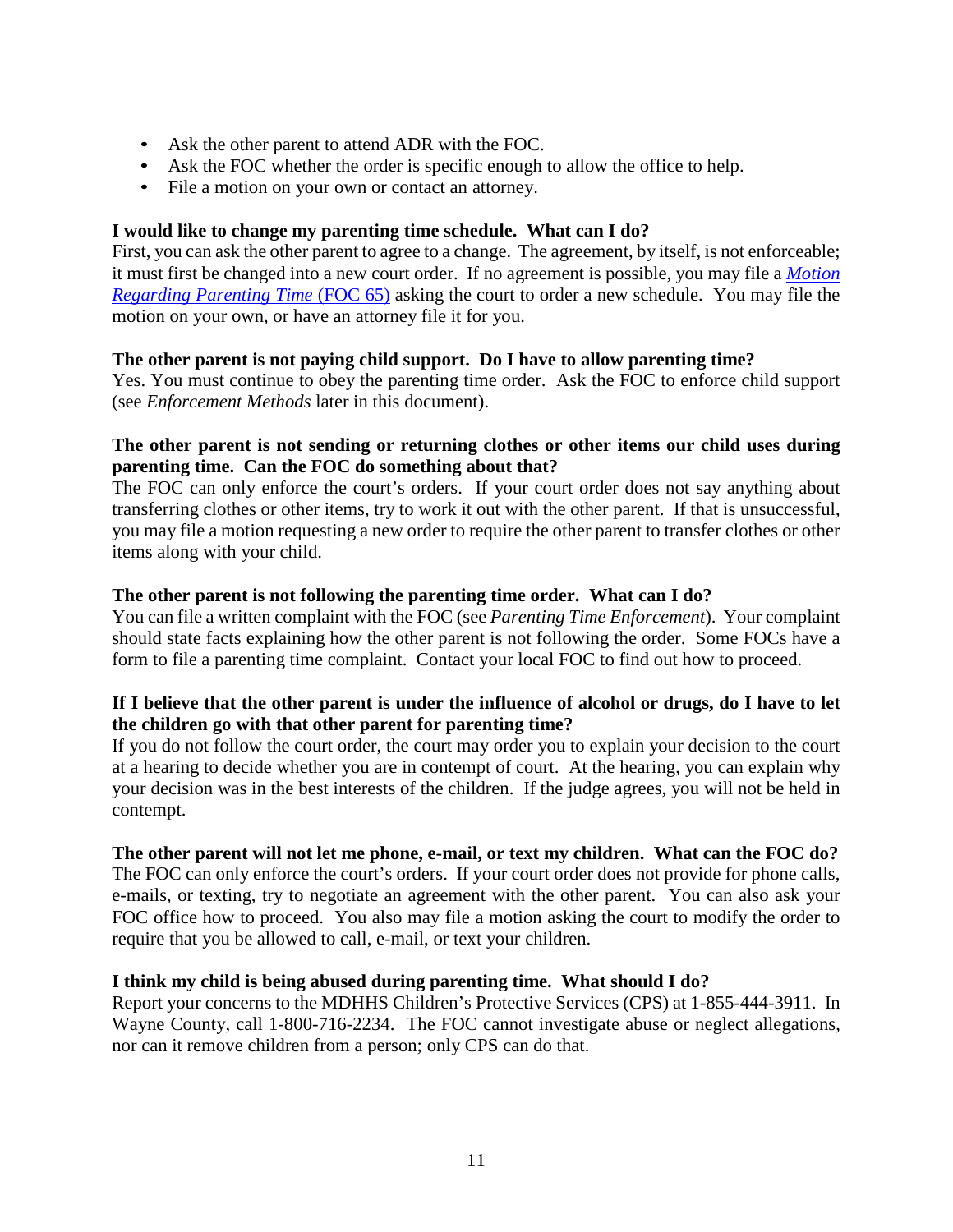- Ask the other parent to attend ADR with the FOC.
- Ask the FOC whether the order is specific enough to allow the office to help.
- File a motion on your own or contact an attorney.

**I would like to change my parenting time schedule. What can I do?**

First, you can ask the other parent to agree to a change. The agreement, by itself, is not enforceable; it must first be changed into a new court order. If no agreement is possible, you may file a *Motion Regarding Parenting Time* (FOC 65) asking the court to order a new schedule. You may file the motion on your own, or have an attorney file it for you.

**The other parent is not paying child support. Do I have to allow parenting time?**

Yes. You must continue to obey the parenting time order. Ask the FOC to enforce child support (see *Enforcement Methods* later in this document).

**The other parent is not sending or returning clothes or other items our child uses during parenting time. Can the FOC do something about that?**

The FOC can only enforce the court's orders. If your court order does not say anything about transferring clothes or other items, try to work it out with the other parent. If that is unsuccessful, you may file a motion requesting a new order to require the other parent to transfer clothes or other items along with your child.

**The other parent is not following the parenting time order. What can I do?**

You can file a written complaint with the FOC (see *Parenting Time Enforcement*). Your complaint should state facts explaining how the other parent is not following the order. Some FOCs have a form to file a parenting time complaint. Contact your local FOC to find out how to proceed.

**If I believe that the other parent is under the influence of alcohol or drugs, do I have to let the children go with that other parent for parenting time?**

If you do not follow the court order, the court may order you to explain your decision to the court at a hearing to decide whether you are in contempt of court. At the hearing, you can explain why your decision was in the best interests of the children. If the judge agrees, you will not be held in contempt.

**The other parent will not let me phone, e-mail, or text my children. What can the FOC do?**

The FOC can only enforce the court's orders. If your court order does not provide for phone calls, e-mails, or texting, try to negotiate an agreement with the other parent. You can also ask your FOC office how to proceed. You also may file a motion asking the court to modify the order to require that you be allowed to call, e-mail, or text your children.

**I think my child is being abused during parenting time. What should I do?**

Report your concerns to the MDHHS Children's Protective Services (CPS) at 1-855-444-3911. In Wayne County, call 1-800-716-2234. The FOC cannot investigate abuse or neglect allegations, nor can it remove children from a person; only CPS can do that.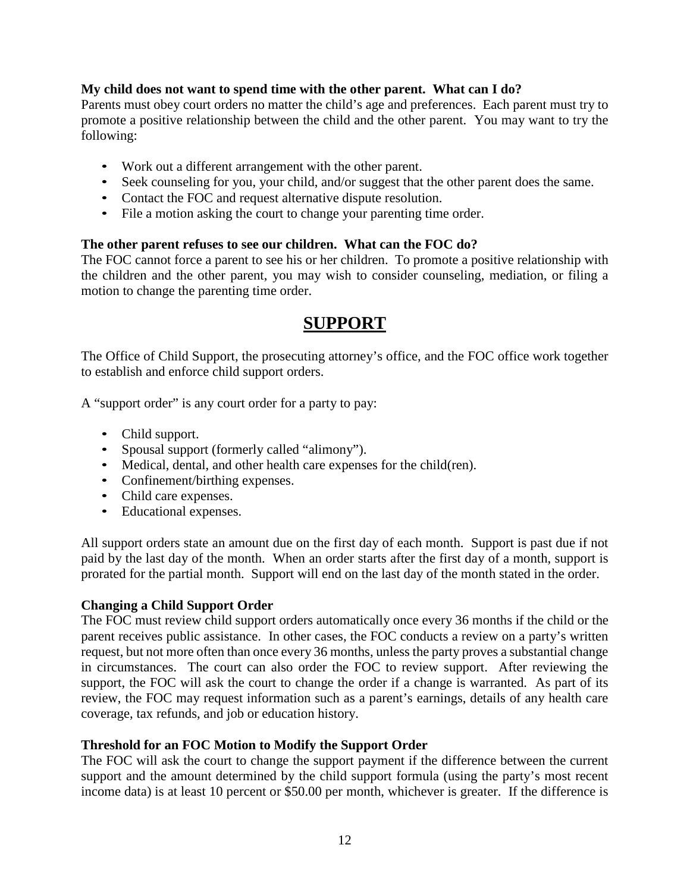**My child does not want to spend time with the other parent. What can I do?**

Parents must obey court orders no matter the child's age and preferences. Each parent must try to promote a positive relationship between the child and the other parent. You may want to try the following:

- Work out a different arrangement with the other parent.
- Seek counseling for you, your child, and/or suggest that the other parent does the same.
- Contact the FOC and request alternative dispute resolution.
- File a motion asking the court to change your parenting time order.

**The other parent refuses to see our children. What can the FOC do?**

The FOC cannot force a parent to see his or her children. To promote a positive relationship with the children and the other parent, you may wish to consider counseling, mediation, or filing a motion to change the parenting time order.

# SUPPORT

The Office of Child Support, the prosecuting attorney's office, and the FOC office work together to establish and enforce child support orders.

A "support order" is any court order for a party to pay:

- Child support.
- Spousal support (formerly called "alimony").
- Medical, dental, and other health care expenses for the child(ren).
- Confinement/birthing expenses.
- Child care expenses.
- Educational expenses.

All support orders state an amount due on the first day of each month. Support is past due if not paid by the last day of the month. When an order starts after the first day of a month, support is prorated for the partial month. Support will end on the last day of the month stated in the order.

**Changing a Child Support Order**

The FOC must review child support orders automatically once every 36 months if the child or the parent receives public assistance. In other cases, the FOC conducts a review on a party's written request, but not more often than once every 36 months, unless the party proves a substantial change in circumstances. The court can also order the FOC to review support. After reviewing the support, the FOC will ask the court to change the order if a change is warranted. As part of its review, the FOC may request information such as a parent's earnings, details of any health care coverage, tax refunds, and job or education history.

**Threshold for an FOC Motion to Modify the Support Order**

The FOC will ask the court to change the support payment if the difference between the current support and the amount determined by the child support formula (using the party's most recent income data) is at least 10 percent or $50.00 per month, whichever is greater. If the difference is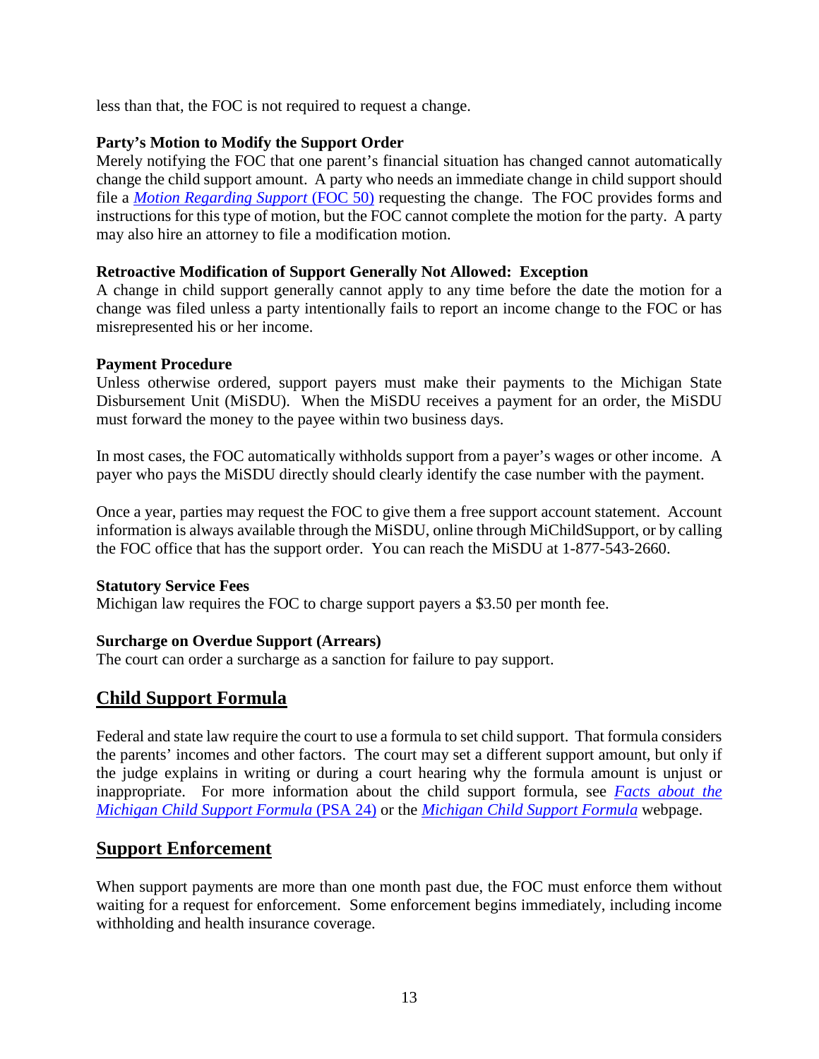less than that, the FOC is not required to request a change.

**Party's Motion to Modify the Support Order**
Merely notifying the FOC that one parent's financial situation has changed cannot automatically change the child support amount. A party who needs an immediate change in child support should file a *Motion Regarding Support* (FOC 50) requesting the change. The FOC provides forms and instructions for this type of motion, but the FOC cannot complete the motion for the party. A party may also hire an attorney to file a modification motion.

**Retroactive Modification of Support Generally Not Allowed: Exception**
A change in child support generally cannot apply to any time before the date the motion for a change was filed unless a party intentionally fails to report an income change to the FOC or has misrepresented his or her income.

**Payment Procedure**
Unless otherwise ordered, support payers must make their payments to the Michigan State Disbursement Unit (MiSDU). When the MiSDU receives a payment for an order, the MiSDU must forward the money to the payee within two business days.

In most cases, the FOC automatically withholds support from a payer's wages or other income. A payer who pays the MiSDU directly should clearly identify the case number with the payment.

Once a year, parties may request the FOC to give them a free support account statement. Account information is always available through the MiSDU, online through MiChildSupport, or by calling the FOC office that has the support order. You can reach the MiSDU at 1-877-543-2660.

**Statutory Service Fees**
Michigan law requires the FOC to charge support payers a $3.50 per month fee.

**Surcharge on Overdue Support (Arrears)**
The court can order a surcharge as a sanction for failure to pay support.

## Child Support Formula

Federal and state law require the court to use a formula to set child support. That formula considers the parents' incomes and other factors. The court may set a different support amount, but only if the judge explains in writing or during a court hearing why the formula amount is unjust or inappropriate. For more information about the child support formula, see *Facts about the Michigan Child Support Formula* (PSA 24) or the *Michigan Child Support Formula* webpage.

## Support Enforcement

When support payments are more than one month past due, the FOC must enforce them without waiting for a request for enforcement. Some enforcement begins immediately, including income withholding and health insurance coverage.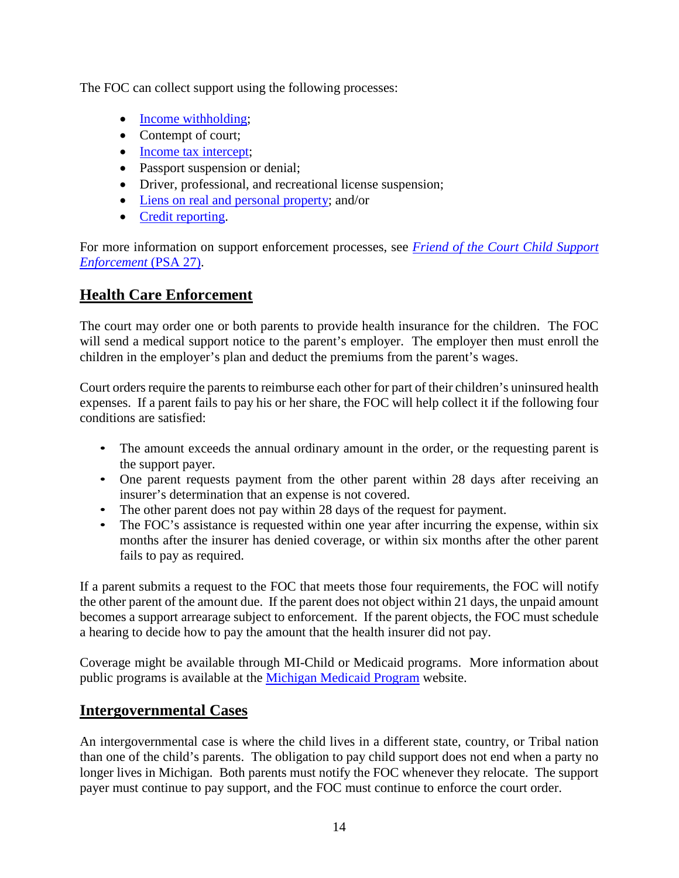The FOC can collect support using the following processes:

- Income withholding;
- Contempt of court;
- Income tax intercept;
- Passport suspension or denial;
- Driver, professional, and recreational license suspension;
- Liens on real and personal property; and/or
- Credit reporting.

For more information on support enforcement processes, see *Friend of the Court Child Support Enforcement* (PSA 27).

## Health Care Enforcement

The court may order one or both parents to provide health insurance for the children. The FOC will send a medical support notice to the parent's employer. The employer then must enroll the children in the employer's plan and deduct the premiums from the parent's wages.

Court orders require the parents to reimburse each other for part of their children's uninsured health expenses. If a parent fails to pay his or her share, the FOC will help collect it if the following four conditions are satisfied:

- The amount exceeds the annual ordinary amount in the order, or the requesting parent is the support payer.
- One parent requests payment from the other parent within 28 days after receiving an insurer's determination that an expense is not covered.
- The other parent does not pay within 28 days of the request for payment.
- The FOC's assistance is requested within one year after incurring the expense, within six months after the insurer has denied coverage, or within six months after the other parent fails to pay as required.

If a parent submits a request to the FOC that meets those four requirements, the FOC will notify the other parent of the amount due. If the parent does not object within 21 days, the unpaid amount becomes a support arrearage subject to enforcement. If the parent objects, the FOC must schedule a hearing to decide how to pay the amount that the health insurer did not pay.

Coverage might be available through MI-Child or Medicaid programs. More information about public programs is available at the Michigan Medicaid Program website.

## Intergovernmental Cases

An intergovernmental case is where the child lives in a different state, country, or Tribal nation than one of the child's parents. The obligation to pay child support does not end when a party no longer lives in Michigan. Both parents must notify the FOC whenever they relocate. The support payer must continue to pay support, and the FOC must continue to enforce the court order.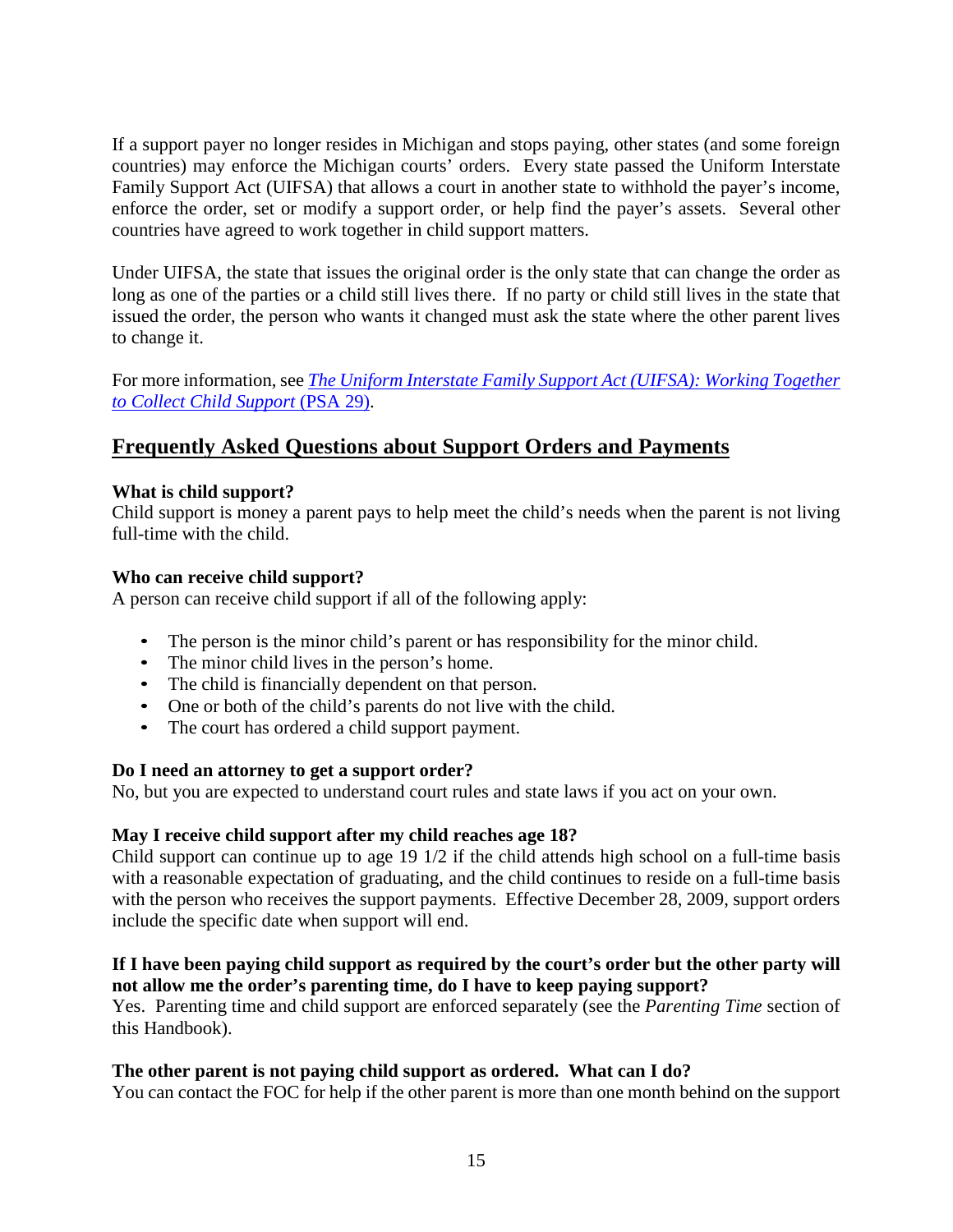If a support payer no longer resides in Michigan and stops paying, other states (and some foreign countries) may enforce the Michigan courts' orders. Every state passed the Uniform Interstate Family Support Act (UIFSA) that allows a court in another state to withhold the payer's income, enforce the order, set or modify a support order, or help find the payer's assets. Several other countries have agreed to work together in child support matters.

Under UIFSA, the state that issues the original order is the only state that can change the order as long as one of the parties or a child still lives there. If no party or child still lives in the state that issued the order, the person who wants it changed must ask the state where the other parent lives to change it.

For more information, see *The Uniform Interstate Family Support Act (UIFSA): Working Together to Collect Child Support* (PSA 29).

## Frequently Asked Questions about Support Orders and Payments

**What is child support?**
Child support is money a parent pays to help meet the child's needs when the parent is not living full-time with the child.

**Who can receive child support?**
A person can receive child support if all of the following apply:

- The person is the minor child's parent or has responsibility for the minor child.
- The minor child lives in the person's home.
- The child is financially dependent on that person.
- One or both of the child's parents do not live with the child.
- The court has ordered a child support payment.

**Do I need an attorney to get a support order?**
No, but you are expected to understand court rules and state laws if you act on your own.

**May I receive child support after my child reaches age 18?**
Child support can continue up to age 19 1/2 if the child attends high school on a full-time basis with a reasonable expectation of graduating, and the child continues to reside on a full-time basis with the person who receives the support payments. Effective December 28, 2009, support orders include the specific date when support will end.

**If I have been paying child support as required by the court's order but the other party will not allow me the order's parenting time, do I have to keep paying support?**
Yes. Parenting time and child support are enforced separately (see the *Parenting Time* section of this Handbook).

**The other parent is not paying child support as ordered. What can I do?**
You can contact the FOC for help if the other parent is more than one month behind on the support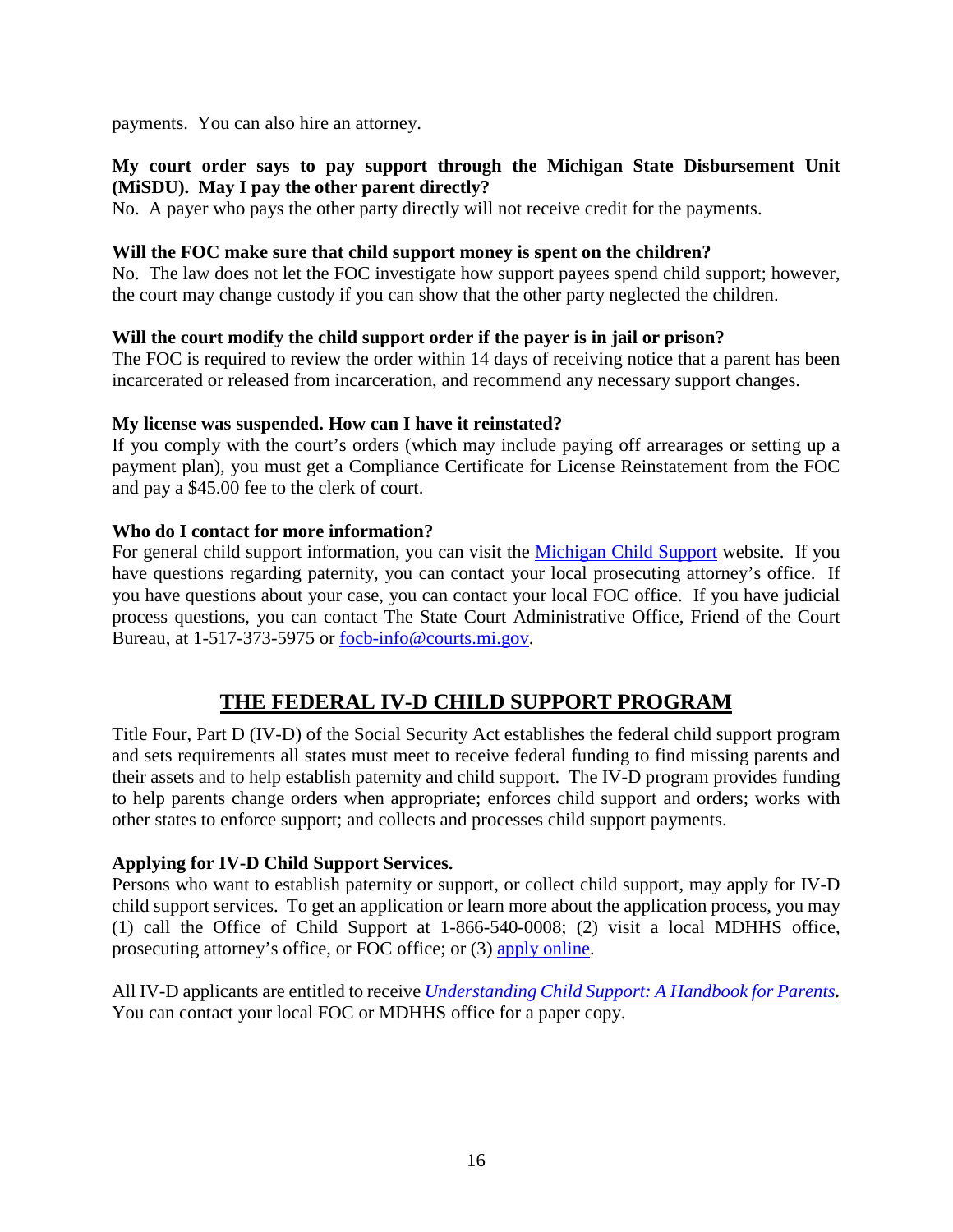payments. You can also hire an attorney.

**My court order says to pay support through the Michigan State Disbursement Unit (MiSDU). May I pay the other parent directly?**
No. A payer who pays the other party directly will not receive credit for the payments.

**Will the FOC make sure that child support money is spent on the children?**
No. The law does not let the FOC investigate how support payees spend child support; however, the court may change custody if you can show that the other party neglected the children.

**Will the court modify the child support order if the payer is in jail or prison?**
The FOC is required to review the order within 14 days of receiving notice that a parent has been incarcerated or released from incarceration, and recommend any necessary support changes.

**My license was suspended. How can I have it reinstated?**
If you comply with the court's orders (which may include paying off arrearages or setting up a payment plan), you must get a Compliance Certificate for License Reinstatement from the FOC and pay a $45.00 fee to the clerk of court.

**Who do I contact for more information?**
For general child support information, you can visit the Michigan Child Support website. If you have questions regarding paternity, you can contact your local prosecuting attorney's office. If you have questions about your case, you can contact your local FOC office. If you have judicial process questions, you can contact The State Court Administrative Office, Friend of the Court Bureau, at 1-517-373-5975 or focb-info@courts.mi.gov.

## THE FEDERAL IV-D CHILD SUPPORT PROGRAM

Title Four, Part D (IV-D) of the Social Security Act establishes the federal child support program and sets requirements all states must meet to receive federal funding to find missing parents and their assets and to help establish paternity and child support. The IV-D program provides funding to help parents change orders when appropriate; enforces child support and orders; works with other states to enforce support; and collects and processes child support payments.

**Applying for IV-D Child Support Services.**
Persons who want to establish paternity or support, or collect child support, may apply for IV-D child support services. To get an application or learn more about the application process, you may (1) call the Office of Child Support at 1-866-540-0008; (2) visit a local MDHHS office, prosecuting attorney's office, or FOC office; or (3) apply online.

All IV-D applicants are entitled to receive ***Understanding Child Support: A Handbook for Parents*.** You can contact your local FOC or MDHHS office for a paper copy.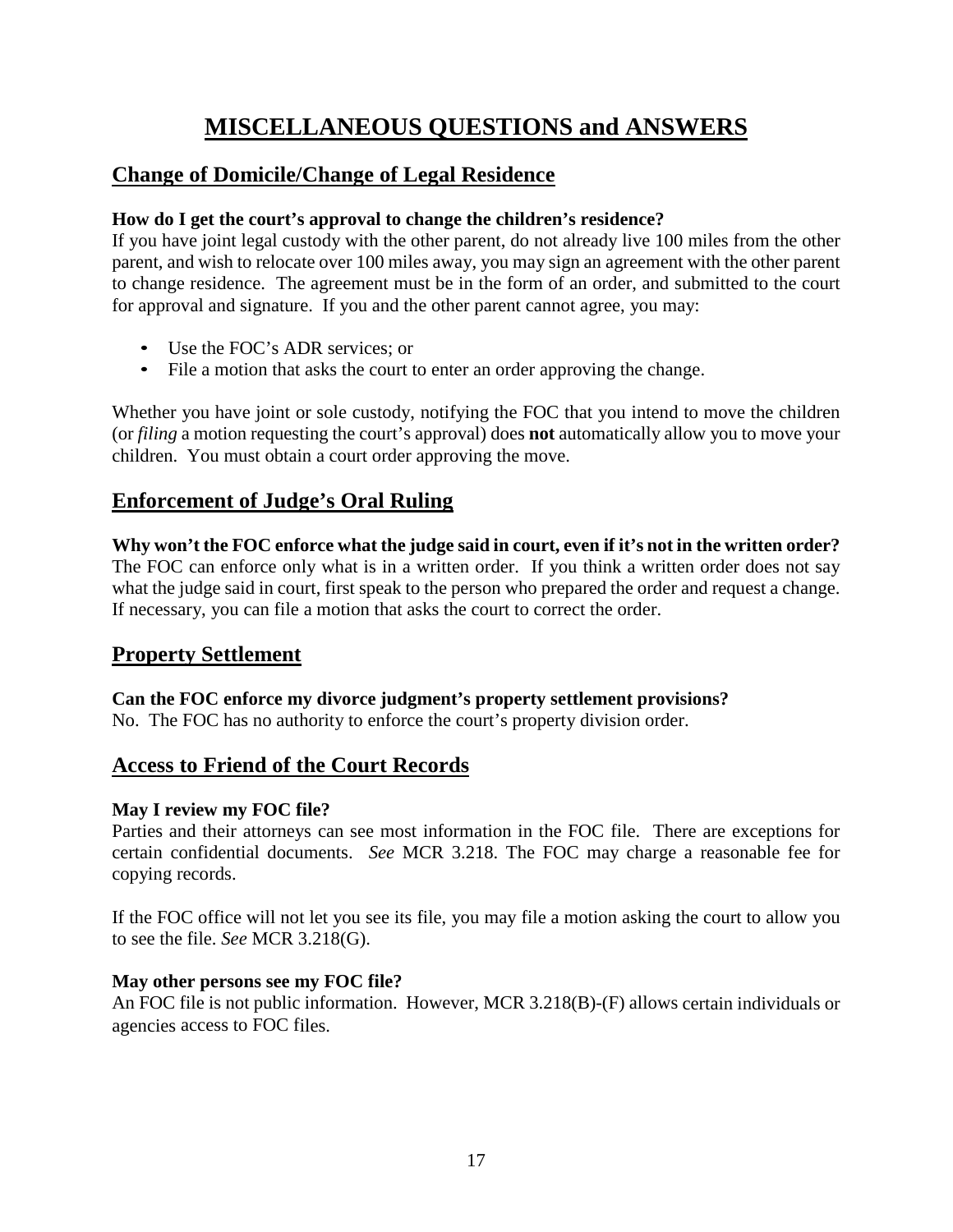# MISCELLANEOUS QUESTIONS and ANSWERS

## Change of Domicile/Change of Legal Residence

**How do I get the court's approval to change the children's residence?**
If you have joint legal custody with the other parent, do not already live 100 miles from the other parent, and wish to relocate over 100 miles away, you may sign an agreement with the other parent to change residence. The agreement must be in the form of an order, and submitted to the court for approval and signature. If you and the other parent cannot agree, you may:

- Use the FOC's ADR services; or
- File a motion that asks the court to enter an order approving the change.

Whether you have joint or sole custody, notifying the FOC that you intend to move the children (or *filing* a motion requesting the court's approval) does **not** automatically allow you to move your children. You must obtain a court order approving the move.

## Enforcement of Judge's Oral Ruling

**Why won't the FOC enforce what the judge said in court, even if it's not in the written order?**
The FOC can enforce only what is in a written order. If you think a written order does not say what the judge said in court, first speak to the person who prepared the order and request a change. If necessary, you can file a motion that asks the court to correct the order.

## Property Settlement

**Can the FOC enforce my divorce judgment's property settlement provisions?**
No. The FOC has no authority to enforce the court's property division order.

## Access to Friend of the Court Records

**May I review my FOC file?**
Parties and their attorneys can see most information in the FOC file. There are exceptions for certain confidential documents. *See* MCR 3.218. The FOC may charge a reasonable fee for copying records.

If the FOC office will not let you see its file, you may file a motion asking the court to allow you to see the file. *See* MCR 3.218(G).

**May other persons see my FOC file?**
An FOC file is not public information. However, MCR 3.218(B)-(F) allows certain individuals or agencies access to FOC files.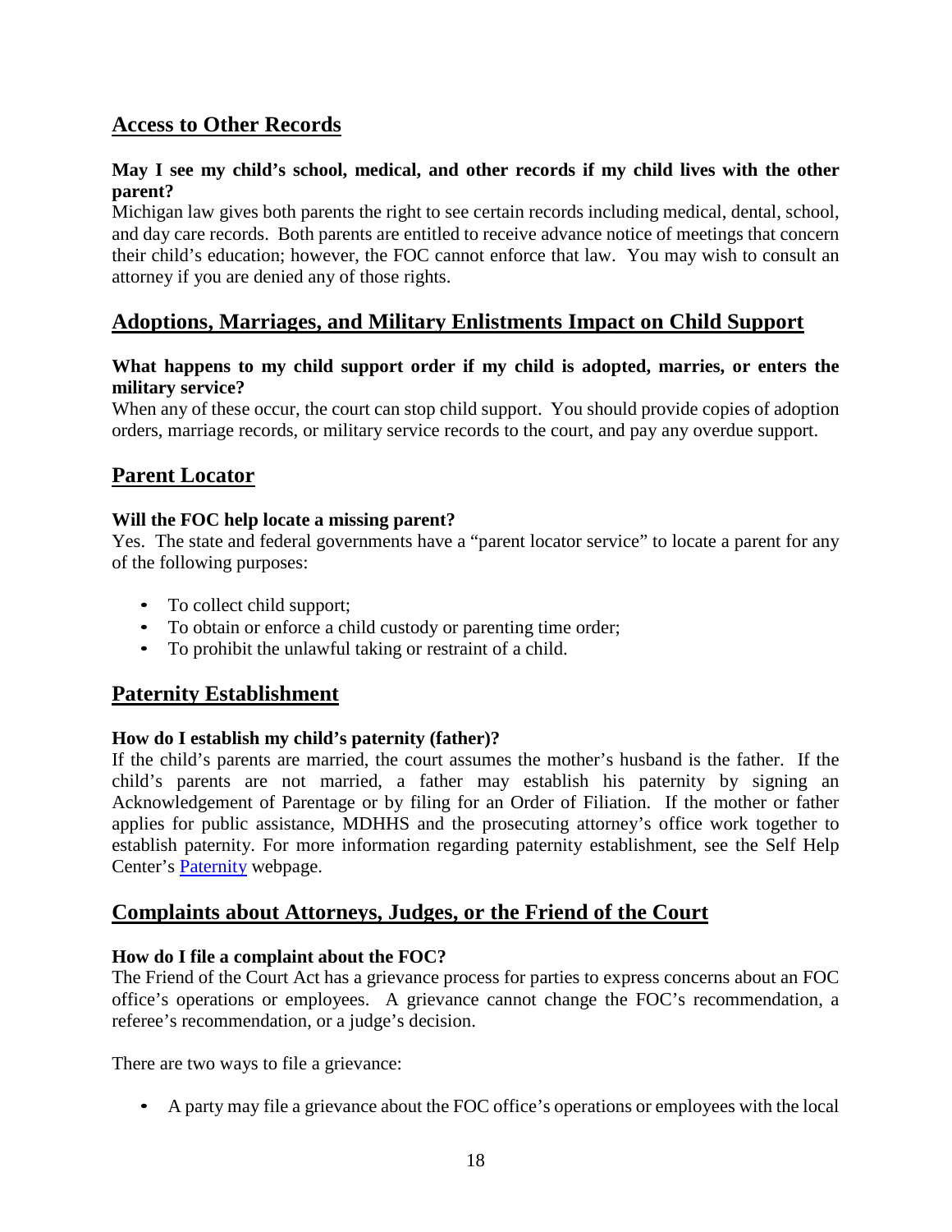## Access to Other Records

**May I see my child's school, medical, and other records if my child lives with the other parent?**

Michigan law gives both parents the right to see certain records including medical, dental, school, and day care records. Both parents are entitled to receive advance notice of meetings that concern their child's education; however, the FOC cannot enforce that law. You may wish to consult an attorney if you are denied any of those rights.

## Adoptions, Marriages, and Military Enlistments Impact on Child Support

**What happens to my child support order if my child is adopted, marries, or enters the military service?**

When any of these occur, the court can stop child support. You should provide copies of adoption orders, marriage records, or military service records to the court, and pay any overdue support.

## Parent Locator

**Will the FOC help locate a missing parent?**

Yes. The state and federal governments have a "parent locator service" to locate a parent for any of the following purposes:

- To collect child support;
- To obtain or enforce a child custody or parenting time order;
- To prohibit the unlawful taking or restraint of a child.

## Paternity Establishment

**How do I establish my child's paternity (father)?**

If the child's parents are married, the court assumes the mother's husband is the father. If the child's parents are not married, a father may establish his paternity by signing an Acknowledgement of Parentage or by filing for an Order of Filiation. If the mother or father applies for public assistance, MDHHS and the prosecuting attorney's office work together to establish paternity. For more information regarding paternity establishment, see the Self Help Center's Paternity webpage.

## Complaints about Attorneys, Judges, or the Friend of the Court

**How do I file a complaint about the FOC?**

The Friend of the Court Act has a grievance process for parties to express concerns about an FOC office's operations or employees. A grievance cannot change the FOC's recommendation, a referee's recommendation, or a judge's decision.

There are two ways to file a grievance:

- A party may file a grievance about the FOC office's operations or employees with the local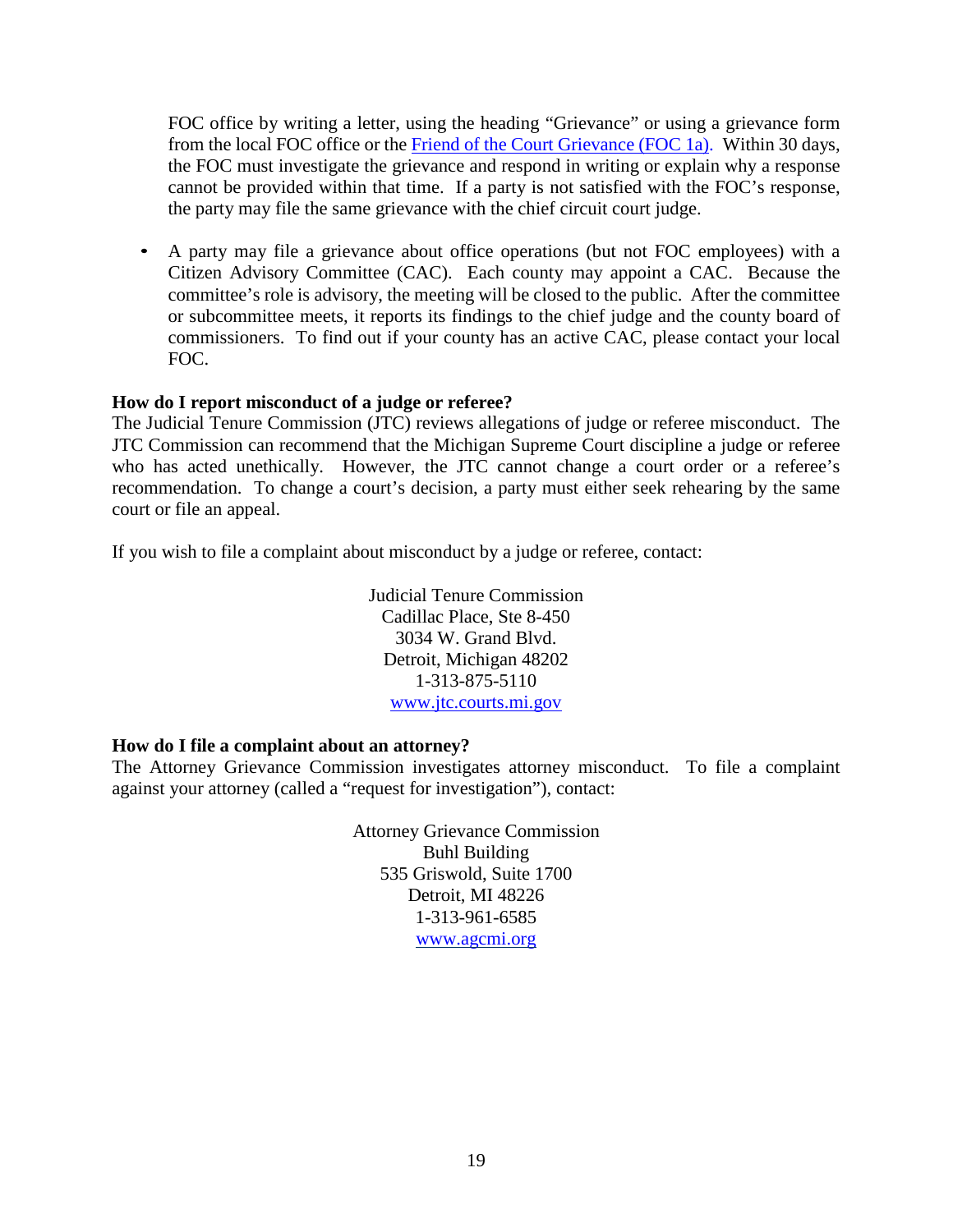FOC office by writing a letter, using the heading "Grievance" or using a grievance form from the local FOC office or the [Friend of the Court Grievance (FOC 1a)](). Within 30 days, the FOC must investigate the grievance and respond in writing or explain why a response cannot be provided within that time. If a party is not satisfied with the FOC's response, the party may file the same grievance with the chief circuit court judge.

- A party may file a grievance about office operations (but not FOC employees) with a Citizen Advisory Committee (CAC). Each county may appoint a CAC. Because the committee's role is advisory, the meeting will be closed to the public. After the committee or subcommittee meets, it reports its findings to the chief judge and the county board of commissioners. To find out if your county has an active CAC, please contact your local FOC.

**How do I report misconduct of a judge or referee?**
The Judicial Tenure Commission (JTC) reviews allegations of judge or referee misconduct. The JTC Commission can recommend that the Michigan Supreme Court discipline a judge or referee who has acted unethically. However, the JTC cannot change a court order or a referee's recommendation. To change a court's decision, a party must either seek rehearing by the same court or file an appeal.

If you wish to file a complaint about misconduct by a judge or referee, contact:

Judicial Tenure Commission
Cadillac Place, Ste 8-450
3034 W. Grand Blvd.
Detroit, Michigan 48202
1-313-875-5110
www.jtc.courts.mi.gov

**How do I file a complaint about an attorney?**
The Attorney Grievance Commission investigates attorney misconduct. To file a complaint against your attorney (called a "request for investigation"), contact:

Attorney Grievance Commission
Buhl Building
535 Griswold, Suite 1700
Detroit, MI 48226
1-313-961-6585
www.agcmi.org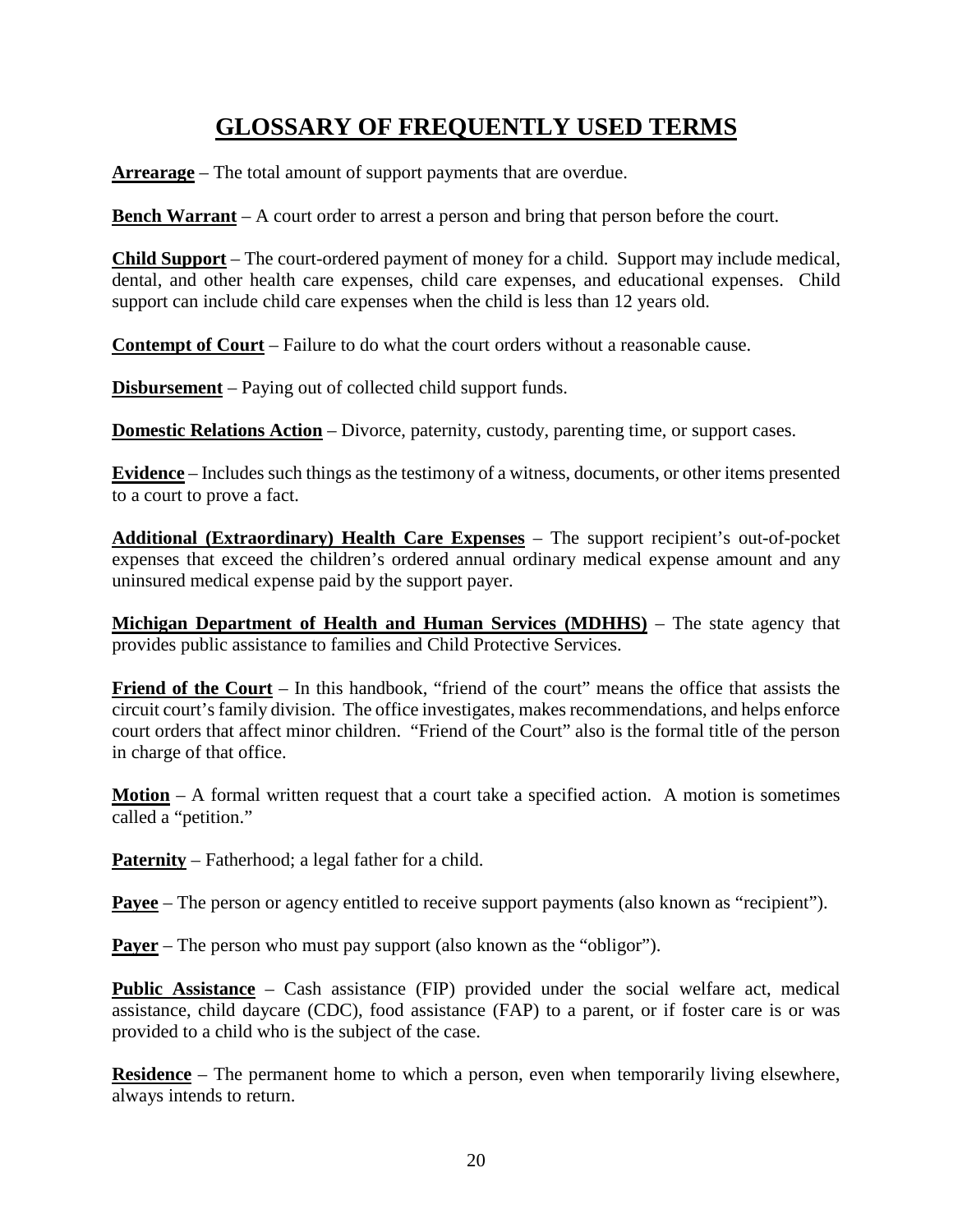# GLOSSARY OF FREQUENTLY USED TERMS

**Arrearage** – The total amount of support payments that are overdue.

**Bench Warrant** – A court order to arrest a person and bring that person before the court.

**Child Support** – The court-ordered payment of money for a child. Support may include medical, dental, and other health care expenses, child care expenses, and educational expenses. Child support can include child care expenses when the child is less than 12 years old.

**Contempt of Court** – Failure to do what the court orders without a reasonable cause.

**Disbursement** – Paying out of collected child support funds.

**Domestic Relations Action** – Divorce, paternity, custody, parenting time, or support cases.

**Evidence** – Includes such things as the testimony of a witness, documents, or other items presented to a court to prove a fact.

**Additional (Extraordinary) Health Care Expenses** – The support recipient's out-of-pocket expenses that exceed the children's ordered annual ordinary medical expense amount and any uninsured medical expense paid by the support payer.

**Michigan Department of Health and Human Services (MDHHS)** – The state agency that provides public assistance to families and Child Protective Services.

**Friend of the Court** – In this handbook, "friend of the court" means the office that assists the circuit court's family division. The office investigates, makes recommendations, and helps enforce court orders that affect minor children. "Friend of the Court" also is the formal title of the person in charge of that office.

**Motion** – A formal written request that a court take a specified action. A motion is sometimes called a "petition."

**Paternity** – Fatherhood; a legal father for a child.

**Payee** – The person or agency entitled to receive support payments (also known as "recipient").

**Payer** – The person who must pay support (also known as the "obligor").

**Public Assistance** – Cash assistance (FIP) provided under the social welfare act, medical assistance, child daycare (CDC), food assistance (FAP) to a parent, or if foster care is or was provided to a child who is the subject of the case.

**Residence** – The permanent home to which a person, even when temporarily living elsewhere, always intends to return.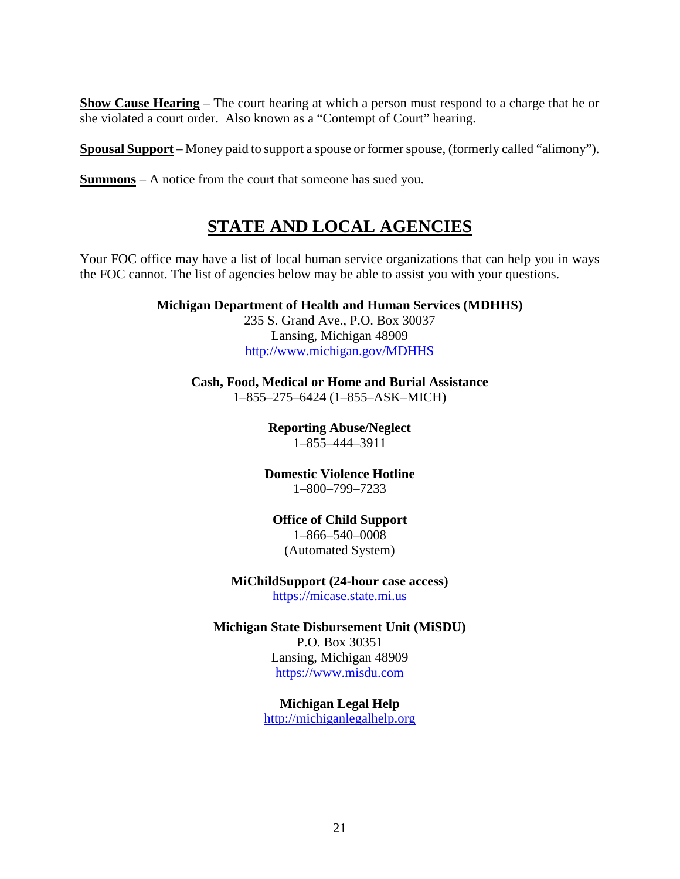**Show Cause Hearing** – The court hearing at which a person must respond to a charge that he or she violated a court order. Also known as a "Contempt of Court" hearing.

**Spousal Support** – Money paid to support a spouse or former spouse, (formerly called "alimony").

**Summons** – A notice from the court that someone has sued you.

## STATE AND LOCAL AGENCIES

Your FOC office may have a list of local human service organizations that can help you in ways the FOC cannot. The list of agencies below may be able to assist you with your questions.

**Michigan Department of Health and Human Services (MDHHS)**
235 S. Grand Ave., P.O. Box 30037
Lansing, Michigan 48909
http://www.michigan.gov/MDHHS

**Cash, Food, Medical or Home and Burial Assistance**
1–855–275–6424 (1–855–ASK–MICH)

**Reporting Abuse/Neglect**
1–855–444–3911

**Domestic Violence Hotline**
1–800–799–7233

**Office of Child Support**
1–866–540–0008
(Automated System)

**MiChildSupport (24-hour case access)**
https://micase.state.mi.us

**Michigan State Disbursement Unit (MiSDU)**
P.O. Box 30351
Lansing, Michigan 48909
https://www.misdu.com

**Michigan Legal Help**
http://michiganlegalhelp.org